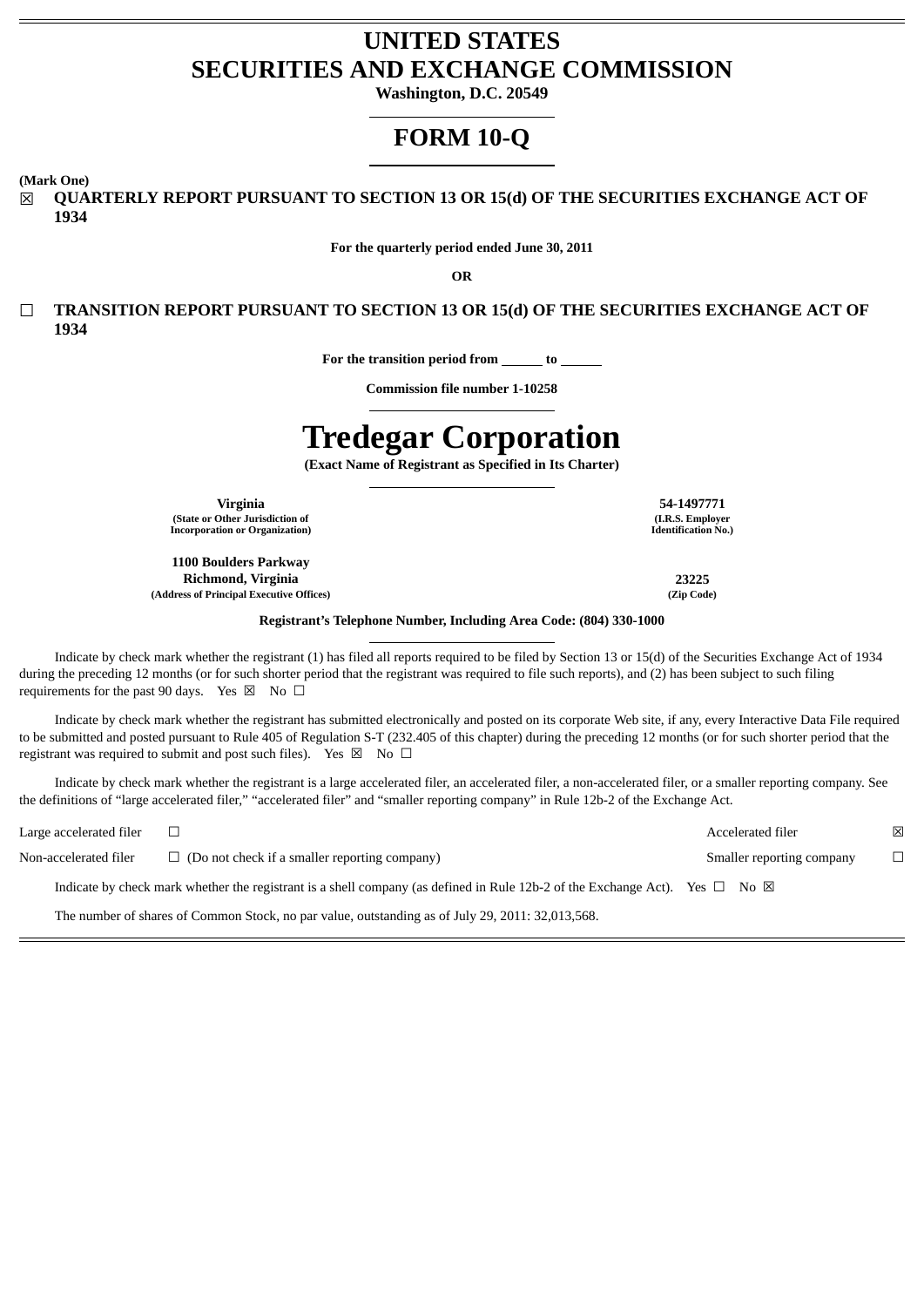# UNITED STATES
# SECURITIES AND EXCHANGE COMMISSION

**Washington, D.C. 20549**

# FORM 10-Q

**(Mark One)**

☒ **QUARTERLY REPORT PURSUANT TO SECTION 13 OR 15(d) OF THE SECURITIES EXCHANGE ACT OF 1934**

**For the quarterly period ended June 30, 2011**

**OR**

☐ **TRANSITION REPORT PURSUANT TO SECTION 13 OR 15(d) OF THE SECURITIES EXCHANGE ACT OF 1934**

**For the transition period from ______ to ______**

**Commission file number 1-10258**

# Tredegar Corporation

**(Exact Name of Registrant as Specified in Its Charter)**

| | |
|---|---|
| **Virginia**<br>**(State or Other Jurisdiction of Incorporation or Organization)** | **54-1497771**<br>**(I.R.S. Employer Identification No.)** |
| **1100 Boulders Parkway**<br>**Richmond, Virginia**<br>**(Address of Principal Executive Offices)** | **23225**<br>**(Zip Code)** |

**Registrant's Telephone Number, Including Area Code: (804) 330-1000**

Indicate by check mark whether the registrant (1) has filed all reports required to be filed by Section 13 or 15(d) of the Securities Exchange Act of 1934 during the preceding 12 months (or for such shorter period that the registrant was required to file such reports), and (2) has been subject to such filing requirements for the past 90 days. Yes ☒ No ☐

Indicate by check mark whether the registrant has submitted electronically and posted on its corporate Web site, if any, every Interactive Data File required to be submitted and posted pursuant to Rule 405 of Regulation S-T (232.405 of this chapter) during the preceding 12 months (or for such shorter period that the registrant was required to submit and post such files). Yes ☒ No ☐

Indicate by check mark whether the registrant is a large accelerated filer, an accelerated filer, a non-accelerated filer, or a smaller reporting company. See the definitions of "large accelerated filer," "accelerated filer" and "smaller reporting company" in Rule 12b-2 of the Exchange Act.

| | | | |
|---|---|---|---|
| Large accelerated filer | ☐ | Accelerated filer | ☒ |
| Non-accelerated filer | ☐ (Do not check if a smaller reporting company) | Smaller reporting company | ☐ |

Indicate by check mark whether the registrant is a shell company (as defined in Rule 12b-2 of the Exchange Act). Yes ☐ No ☒

The number of shares of Common Stock, no par value, outstanding as of July 29, 2011: 32,013,568.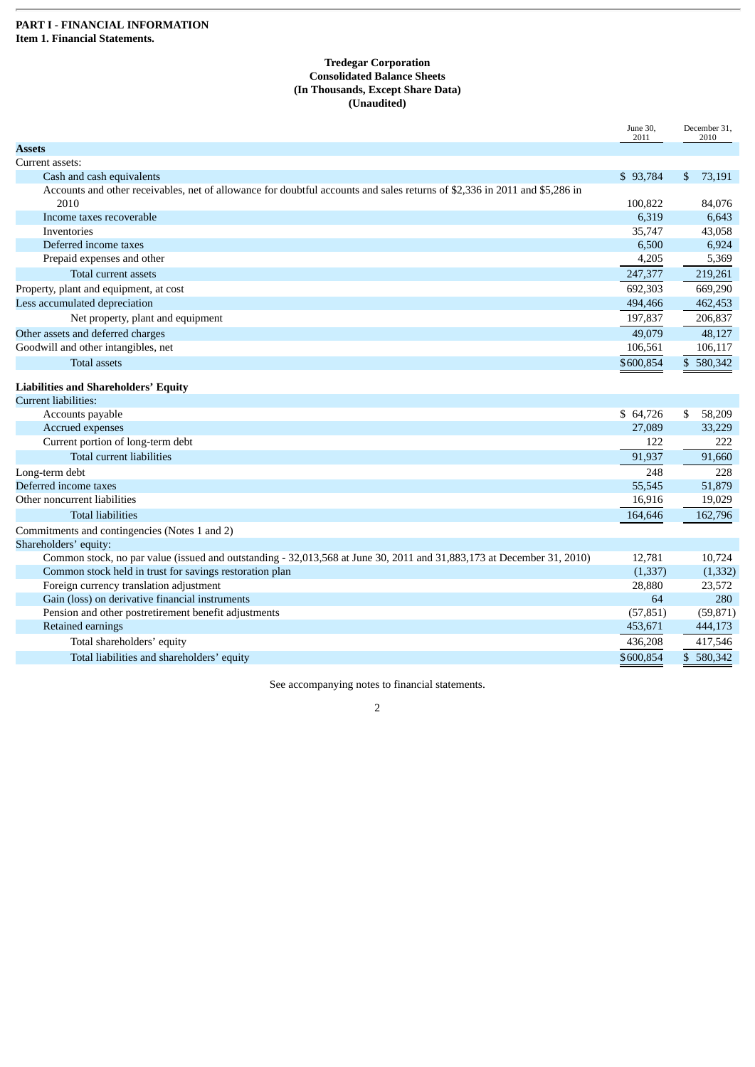**PART I - FINANCIAL INFORMATION**
**Item 1. Financial Statements.**

**Tredegar Corporation**
**Consolidated Balance Sheets**
**(In Thousands, Except Share Data)**
**(Unaudited)**

| | June 30, 2011 | December 31, 2010 |
|---|---|---|
| **Assets** | | |
| Current assets: | | |
| Cash and cash equivalents | $ 93,784 | $ 73,191 |
| Accounts and other receivables, net of allowance for doubtful accounts and sales returns of $2,336 in 2011 and $5,286 in 2010 | 100,822 | 84,076 |
| Income taxes recoverable | 6,319 | 6,643 |
| Inventories | 35,747 | 43,058 |
| Deferred income taxes | 6,500 | 6,924 |
| Prepaid expenses and other | 4,205 | 5,369 |
| Total current assets | 247,377 | 219,261 |
| Property, plant and equipment, at cost | 692,303 | 669,290 |
| Less accumulated depreciation | 494,466 | 462,453 |
| Net property, plant and equipment | 197,837 | 206,837 |
| Other assets and deferred charges | 49,079 | 48,127 |
| Goodwill and other intangibles, net | 106,561 | 106,117 |
| Total assets | $600,854 | $ 580,342 |
| **Liabilities and Shareholders' Equity** | | |
| Current liabilities: | | |
| Accounts payable | $ 64,726 | $ 58,209 |
| Accrued expenses | 27,089 | 33,229 |
| Current portion of long-term debt | 122 | 222 |
| Total current liabilities | 91,937 | 91,660 |
| Long-term debt | 248 | 228 |
| Deferred income taxes | 55,545 | 51,879 |
| Other noncurrent liabilities | 16,916 | 19,029 |
| Total liabilities | 164,646 | 162,796 |
| Commitments and contingencies (Notes 1 and 2) | | |
| Shareholders' equity: | | |
| Common stock, no par value (issued and outstanding - 32,013,568 at June 30, 2011 and 31,883,173 at December 31, 2010) | 12,781 | 10,724 |
| Common stock held in trust for savings restoration plan | (1,337) | (1,332) |
| Foreign currency translation adjustment | 28,880 | 23,572 |
| Gain (loss) on derivative financial instruments | 64 | 280 |
| Pension and other postretirement benefit adjustments | (57,851) | (59,871) |
| Retained earnings | 453,671 | 444,173 |
| Total shareholders' equity | 436,208 | 417,546 |
| Total liabilities and shareholders' equity | $600,854 | $ 580,342 |

See accompanying notes to financial statements.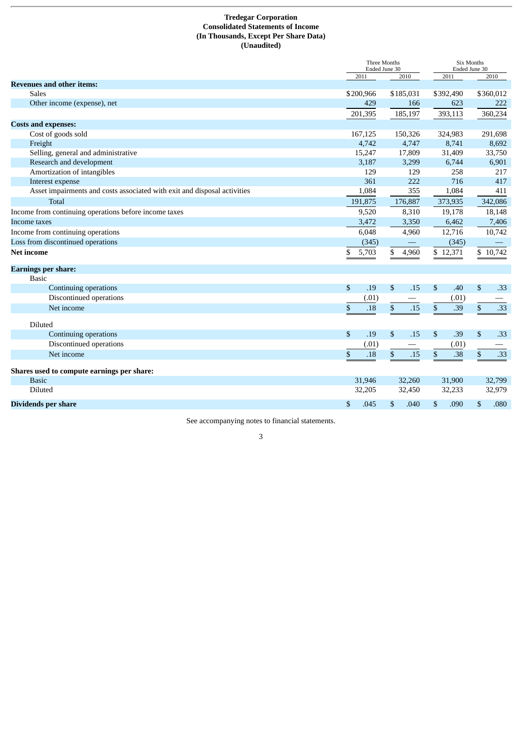**Tredegar Corporation**
**Consolidated Statements of Income**
**(In Thousands, Except Per Share Data)**
**(Unaudited)**

| | Three Months Ended June 30 | | Six Months Ended June 30 | |
|---|---|---|---|---|
| | 2011 | 2010 | 2011 | 2010 |
| **Revenues and other items:** | | | | |
| Sales | $200,966 | $185,031 | $392,490 | $360,012 |
| Other income (expense), net | 429 | 166 | 623 | 222 |
| | 201,395 | 185,197 | 393,113 | 360,234 |
| **Costs and expenses:** | | | | |
| Cost of goods sold | 167,125 | 150,326 | 324,983 | 291,698 |
| Freight | 4,742 | 4,747 | 8,741 | 8,692 |
| Selling, general and administrative | 15,247 | 17,809 | 31,409 | 33,750 |
| Research and development | 3,187 | 3,299 | 6,744 | 6,901 |
| Amortization of intangibles | 129 | 129 | 258 | 217 |
| Interest expense | 361 | 222 | 716 | 417 |
| Asset impairments and costs associated with exit and disposal activities | 1,084 | 355 | 1,084 | 411 |
| Total | 191,875 | 176,887 | 373,935 | 342,086 |
| Income from continuing operations before income taxes | 9,520 | 8,310 | 19,178 | 18,148 |
| Income taxes | 3,472 | 3,350 | 6,462 | 7,406 |
| Income from continuing operations | 6,048 | 4,960 | 12,716 | 10,742 |
| Loss from discontinued operations | (345) | — | (345) | — |
| **Net income** | $ 5,703 | $ 4,960 | $ 12,371 | $ 10,742 |
| **Earnings per share:** | | | | |
| Basic | | | | |
| Continuing operations | $ .19 | $ .15 | $ .40 | $ .33 |
| Discontinued operations | (.01) | — | (.01) | — |
| Net income | $ .18 | $ .15 | $ .39 | $ .33 |
| Diluted | | | | |
| Continuing operations | $ .19 | $ .15 | $ .39 | $ .33 |
| Discontinued operations | (.01) | — | (.01) | — |
| Net income | $ .18 | $ .15 | $ .38 | $ .33 |
| **Shares used to compute earnings per share:** | | | | |
| Basic | 31,946 | 32,260 | 31,900 | 32,799 |
| Diluted | 32,205 | 32,450 | 32,233 | 32,979 |
| **Dividends per share** | $ .045 | $ .040 | $ .090 | $ .080 |

See accompanying notes to financial statements.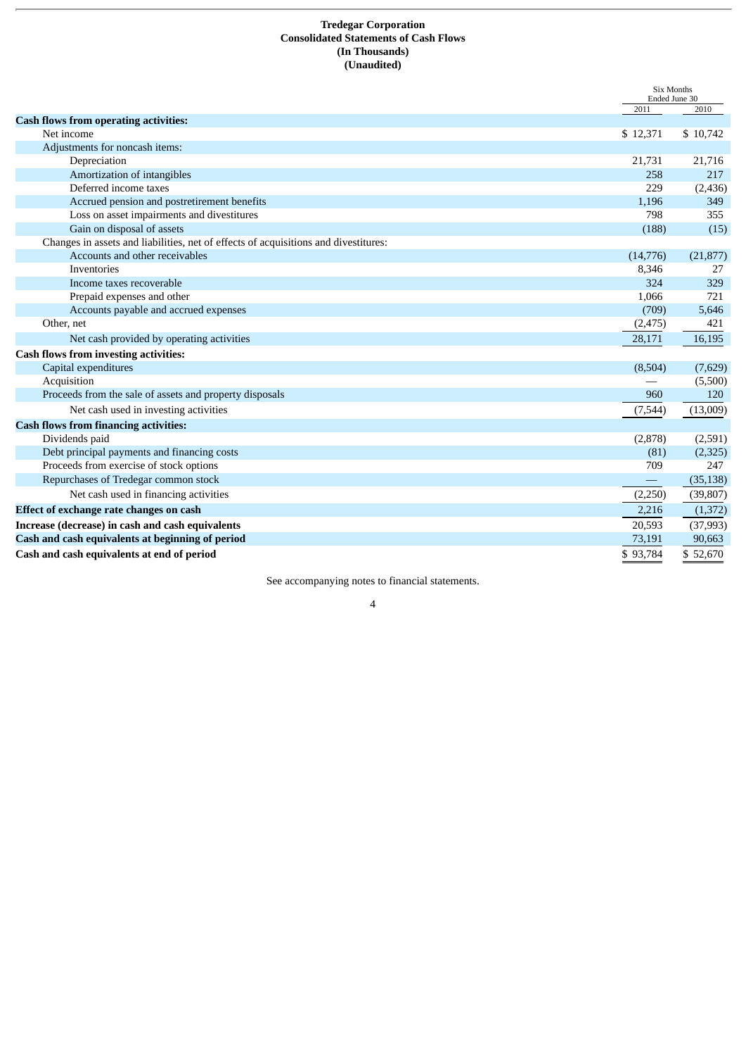**Tredegar Corporation**
**Consolidated Statements of Cash Flows**
**(In Thousands)**
**(Unaudited)**

| | Six Months Ended June 30 | |
|---|---|---|
| | 2011 | 2010 |
| **Cash flows from operating activities:** | | |
| Net income | $ 12,371 | $ 10,742 |
| Adjustments for noncash items: | | |
| Depreciation | 21,731 | 21,716 |
| Amortization of intangibles | 258 | 217 |
| Deferred income taxes | 229 | (2,436) |
| Accrued pension and postretirement benefits | 1,196 | 349 |
| Loss on asset impairments and divestitures | 798 | 355 |
| Gain on disposal of assets | (188) | (15) |
| Changes in assets and liabilities, net of effects of acquisitions and divestitures: | | |
| Accounts and other receivables | (14,776) | (21,877) |
| Inventories | 8,346 | 27 |
| Income taxes recoverable | 324 | 329 |
| Prepaid expenses and other | 1,066 | 721 |
| Accounts payable and accrued expenses | (709) | 5,646 |
| Other, net | (2,475) | 421 |
| Net cash provided by operating activities | 28,171 | 16,195 |
| **Cash flows from investing activities:** | | |
| Capital expenditures | (8,504) | (7,629) |
| Acquisition | — | (5,500) |
| Proceeds from the sale of assets and property disposals | 960 | 120 |
| Net cash used in investing activities | (7,544) | (13,009) |
| **Cash flows from financing activities:** | | |
| Dividends paid | (2,878) | (2,591) |
| Debt principal payments and financing costs | (81) | (2,325) |
| Proceeds from exercise of stock options | 709 | 247 |
| Repurchases of Tredegar common stock | — | (35,138) |
| Net cash used in financing activities | (2,250) | (39,807) |
| **Effect of exchange rate changes on cash** | 2,216 | (1,372) |
| **Increase (decrease) in cash and cash equivalents** | 20,593 | (37,993) |
| **Cash and cash equivalents at beginning of period** | 73,191 | 90,663 |
| **Cash and cash equivalents at end of period** | $ 93,784 | $ 52,670 |

See accompanying notes to financial statements.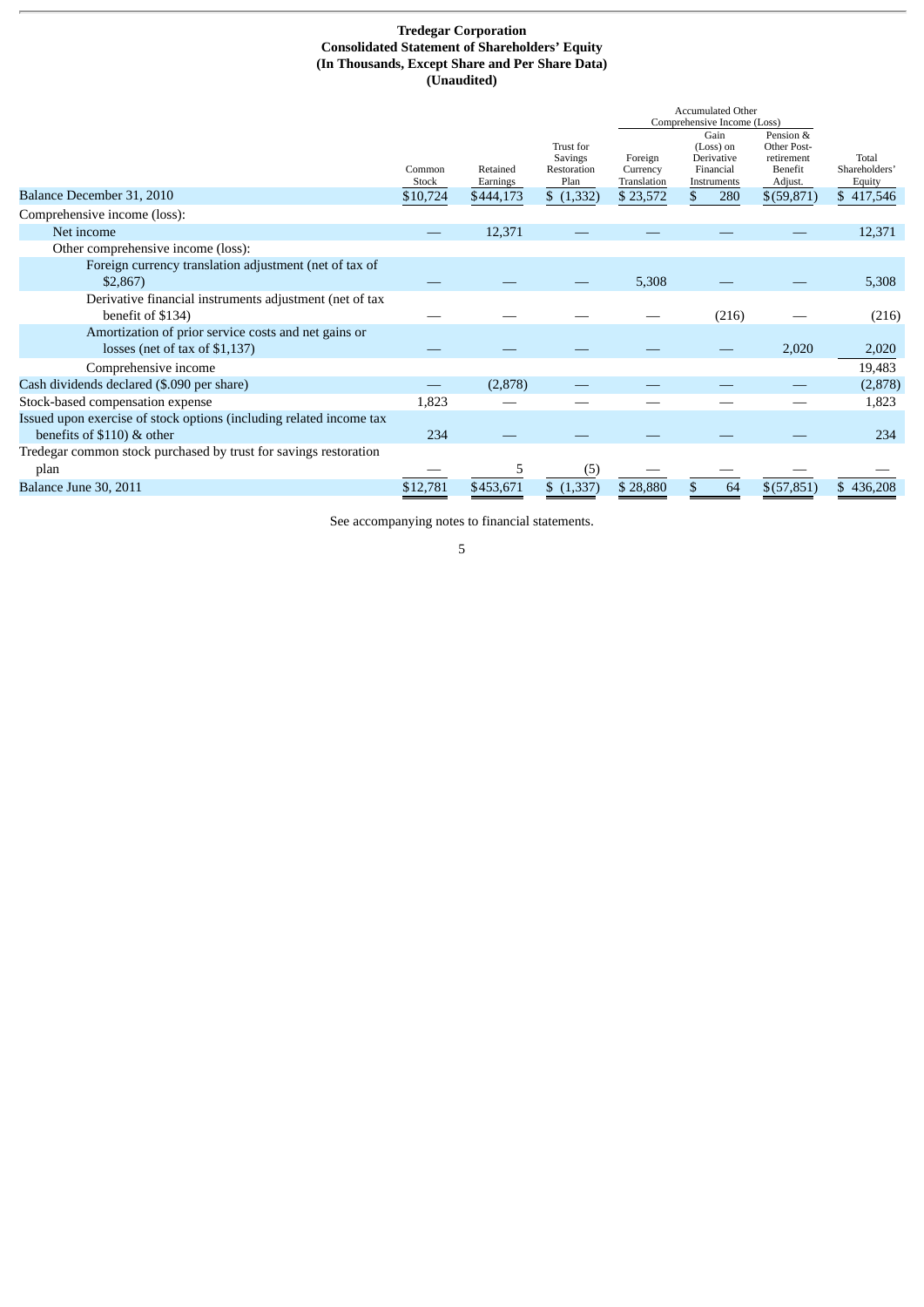**Tredegar Corporation**
**Consolidated Statement of Shareholders' Equity**
**(In Thousands, Except Share and Per Share Data)**
**(Unaudited)**

| | Common Stock | Retained Earnings | Trust for Savings Restoration Plan | Accumulated Other Comprehensive Income (Loss) Foreign Currency Translation | Accumulated Other Comprehensive Income (Loss) Gain (Loss) on Derivative Financial Instruments | Accumulated Other Comprehensive Income (Loss) Pension & Other Post-retirement Benefit Adjust. | Total Shareholders' Equity |
|---|---|---|---|---|---|---|---|
| Balance December 31, 2010 | $10,724 | $444,173 | $ (1,332) | $ 23,572 | $ 280 | $(59,871) | $ 417,546 |
| Comprehensive income (loss): | | | | | | | |
| Net income | — | 12,371 | — | — | — | — | 12,371 |
| Other comprehensive income (loss): | | | | | | | |
| Foreign currency translation adjustment (net of tax of $2,867) | — | — | — | 5,308 | — | — | 5,308 |
| Derivative financial instruments adjustment (net of tax benefit of $134) | — | — | — | — | (216) | — | (216) |
| Amortization of prior service costs and net gains or losses (net of tax of $1,137) | — | — | — | — | — | 2,020 | 2,020 |
| Comprehensive income | | | | | | | 19,483 |
| Cash dividends declared ($.090 per share) | — | (2,878) | — | — | — | — | (2,878) |
| Stock-based compensation expense | 1,823 | — | — | — | — | — | 1,823 |
| Issued upon exercise of stock options (including related income tax benefits of $110) & other | 234 | — | — | — | — | — | 234 |
| Tredegar common stock purchased by trust for savings restoration plan | — | 5 | (5) | — | — | — | — |
| Balance June 30, 2011 | $12,781 | $453,671 | $ (1,337) | $ 28,880 | $ 64 | $(57,851) | $ 436,208 |

See accompanying notes to financial statements.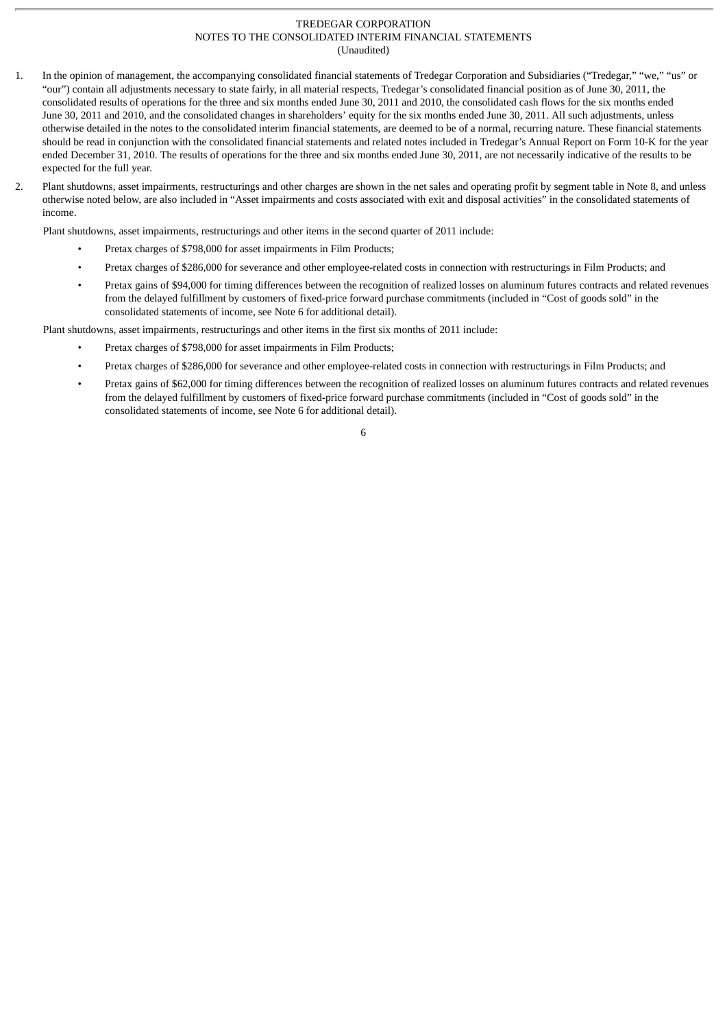TREDEGAR CORPORATION
NOTES TO THE CONSOLIDATED INTERIM FINANCIAL STATEMENTS
(Unaudited)

1. In the opinion of management, the accompanying consolidated financial statements of Tredegar Corporation and Subsidiaries ("Tredegar," "we," "us" or "our") contain all adjustments necessary to state fairly, in all material respects, Tredegar's consolidated financial position as of June 30, 2011, the consolidated results of operations for the three and six months ended June 30, 2011 and 2010, the consolidated cash flows for the six months ended June 30, 2011 and 2010, and the consolidated changes in shareholders' equity for the six months ended June 30, 2011. All such adjustments, unless otherwise detailed in the notes to the consolidated interim financial statements, are deemed to be of a normal, recurring nature. These financial statements should be read in conjunction with the consolidated financial statements and related notes included in Tredegar's Annual Report on Form 10-K for the year ended December 31, 2010. The results of operations for the three and six months ended June 30, 2011, are not necessarily indicative of the results to be expected for the full year.

2. Plant shutdowns, asset impairments, restructurings and other charges are shown in the net sales and operating profit by segment table in Note 8, and unless otherwise noted below, are also included in "Asset impairments and costs associated with exit and disposal activities" in the consolidated statements of income.

   Plant shutdowns, asset impairments, restructurings and other items in the second quarter of 2011 include:

   - Pretax charges of $798,000 for asset impairments in Film Products;
   - Pretax charges of $286,000 for severance and other employee-related costs in connection with restructurings in Film Products; and
   - Pretax gains of $94,000 for timing differences between the recognition of realized losses on aluminum futures contracts and related revenues from the delayed fulfillment by customers of fixed-price forward purchase commitments (included in "Cost of goods sold" in the consolidated statements of income, see Note 6 for additional detail).

   Plant shutdowns, asset impairments, restructurings and other items in the first six months of 2011 include:

   - Pretax charges of $798,000 for asset impairments in Film Products;
   - Pretax charges of $286,000 for severance and other employee-related costs in connection with restructurings in Film Products; and
   - Pretax gains of $62,000 for timing differences between the recognition of realized losses on aluminum futures contracts and related revenues from the delayed fulfillment by customers of fixed-price forward purchase commitments (included in "Cost of goods sold" in the consolidated statements of income, see Note 6 for additional detail).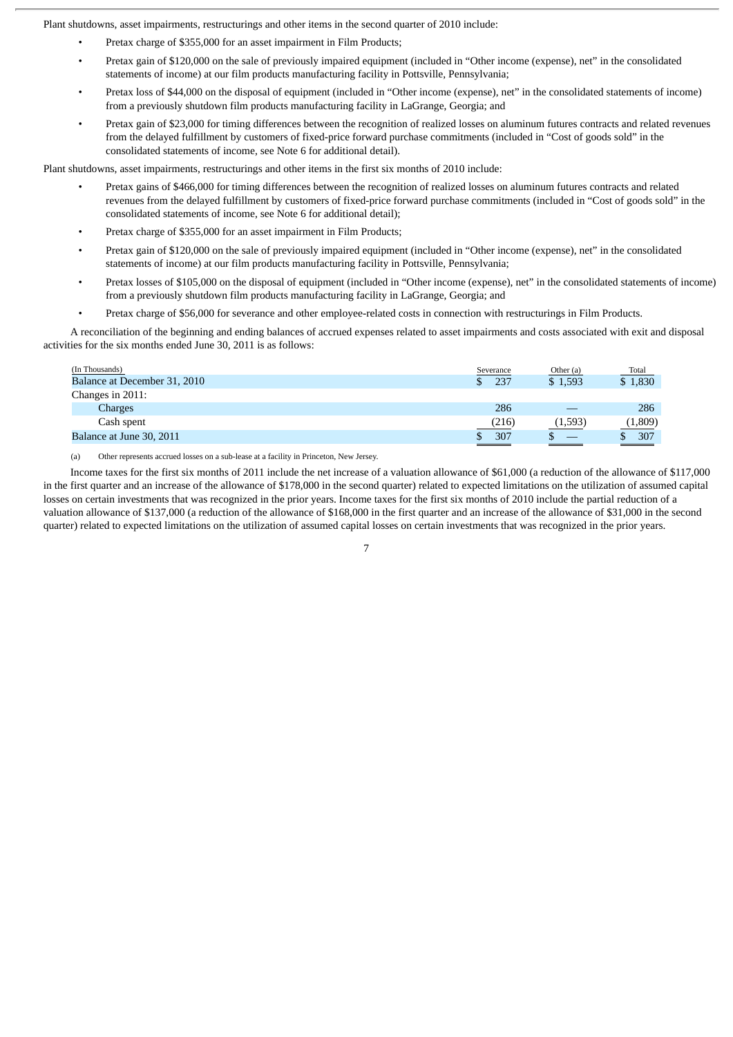Plant shutdowns, asset impairments, restructurings and other items in the second quarter of 2010 include:

- Pretax charge of $355,000 for an asset impairment in Film Products;
- Pretax gain of $120,000 on the sale of previously impaired equipment (included in “Other income (expense), net” in the consolidated statements of income) at our film products manufacturing facility in Pottsville, Pennsylvania;
- Pretax loss of $44,000 on the disposal of equipment (included in “Other income (expense), net” in the consolidated statements of income) from a previously shutdown film products manufacturing facility in LaGrange, Georgia; and
- Pretax gain of $23,000 for timing differences between the recognition of realized losses on aluminum futures contracts and related revenues from the delayed fulfillment by customers of fixed-price forward purchase commitments (included in “Cost of goods sold” in the consolidated statements of income, see Note 6 for additional detail).

Plant shutdowns, asset impairments, restructurings and other items in the first six months of 2010 include:

- Pretax gains of $466,000 for timing differences between the recognition of realized losses on aluminum futures contracts and related revenues from the delayed fulfillment by customers of fixed-price forward purchase commitments (included in “Cost of goods sold” in the consolidated statements of income, see Note 6 for additional detail);
- Pretax charge of $355,000 for an asset impairment in Film Products;
- Pretax gain of $120,000 on the sale of previously impaired equipment (included in “Other income (expense), net” in the consolidated statements of income) at our film products manufacturing facility in Pottsville, Pennsylvania;
- Pretax losses of $105,000 on the disposal of equipment (included in “Other income (expense), net” in the consolidated statements of income) from a previously shutdown film products manufacturing facility in LaGrange, Georgia; and
- Pretax charge of $56,000 for severance and other employee-related costs in connection with restructurings in Film Products.

A reconciliation of the beginning and ending balances of accrued expenses related to asset impairments and costs associated with exit and disposal activities for the six months ended June 30, 2011 is as follows:

| (In Thousands) | Severance | Other (a) | Total |
|---|---|---|---|
| Balance at December 31, 2010 | $ 237 | $ 1,593 | $ 1,830 |
| Changes in 2011: | | | |
| Charges | 286 | — | 286 |
| Cash spent | (216) | (1,593) | (1,809) |
| Balance at June 30, 2011 | $ 307 | $ — | $ 307 |

(a) Other represents accrued losses on a sub-lease at a facility in Princeton, New Jersey.

Income taxes for the first six months of 2011 include the net increase of a valuation allowance of $61,000 (a reduction of the allowance of $117,000 in the first quarter and an increase of the allowance of $178,000 in the second quarter) related to expected limitations on the utilization of assumed capital losses on certain investments that was recognized in the prior years. Income taxes for the first six months of 2010 include the partial reduction of a valuation allowance of $137,000 (a reduction of the allowance of $168,000 in the first quarter and an increase of the allowance of $31,000 in the second quarter) related to expected limitations on the utilization of assumed capital losses on certain investments that was recognized in the prior years.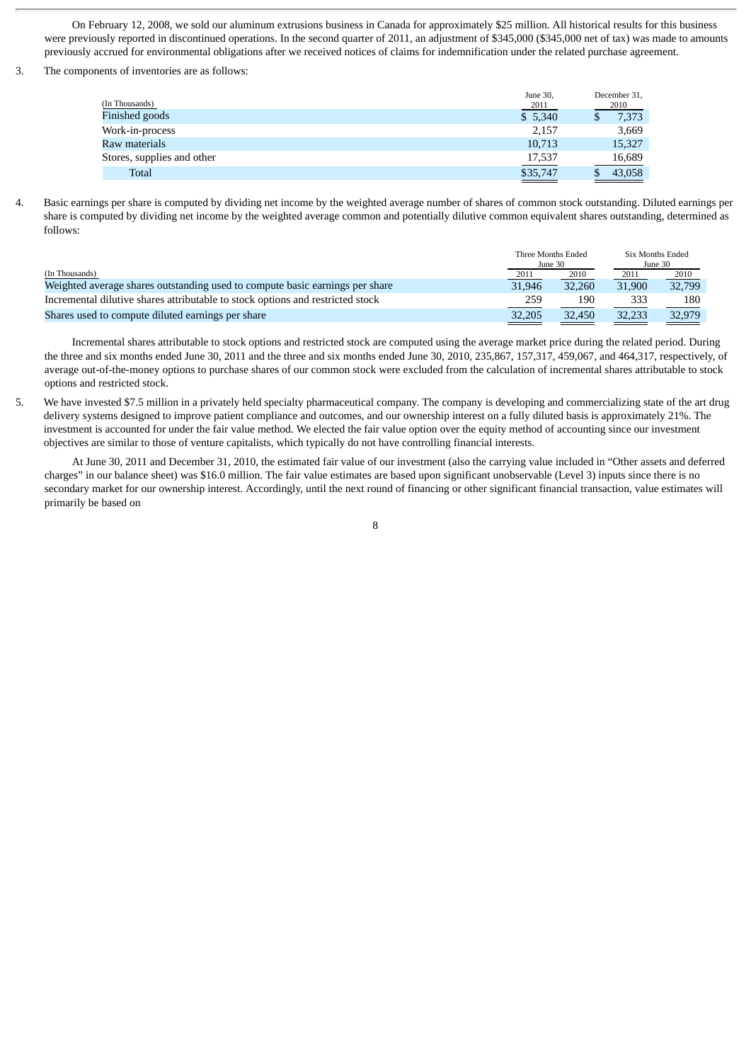On February 12, 2008, we sold our aluminum extrusions business in Canada for approximately $25 million. All historical results for this business were previously reported in discontinued operations. In the second quarter of 2011, an adjustment of $345,000 ($345,000 net of tax) was made to amounts previously accrued for environmental obligations after we received notices of claims for indemnification under the related purchase agreement.

3. The components of inventories are as follows:

| (In Thousands) | June 30, 2011 | December 31, 2010 |
|---|---|---|
| Finished goods | $ 5,340 | $ 7,373 |
| Work-in-process | 2,157 | 3,669 |
| Raw materials | 10,713 | 15,327 |
| Stores, supplies and other | 17,537 | 16,689 |
| Total | $35,747 | $ 43,058 |

4. Basic earnings per share is computed by dividing net income by the weighted average number of shares of common stock outstanding. Diluted earnings per share is computed by dividing net income by the weighted average common and potentially dilutive common equivalent shares outstanding, determined as follows:

| | Three Months Ended June 30 | | Six Months Ended June 30 | |
|---|---|---|---|---|
| (In Thousands) | 2011 | 2010 | 2011 | 2010 |
| Weighted average shares outstanding used to compute basic earnings per share | 31,946 | 32,260 | 31,900 | 32,799 |
| Incremental dilutive shares attributable to stock options and restricted stock | 259 | 190 | 333 | 180 |
| Shares used to compute diluted earnings per share | 32,205 | 32,450 | 32,233 | 32,979 |

Incremental shares attributable to stock options and restricted stock are computed using the average market price during the related period. During the three and six months ended June 30, 2011 and the three and six months ended June 30, 2010, 235,867, 157,317, 459,067, and 464,317, respectively, of average out-of-the-money options to purchase shares of our common stock were excluded from the calculation of incremental shares attributable to stock options and restricted stock.

5. We have invested $7.5 million in a privately held specialty pharmaceutical company. The company is developing and commercializing state of the art drug delivery systems designed to improve patient compliance and outcomes, and our ownership interest on a fully diluted basis is approximately 21%. The investment is accounted for under the fair value method. We elected the fair value option over the equity method of accounting since our investment objectives are similar to those of venture capitalists, which typically do not have controlling financial interests.

At June 30, 2011 and December 31, 2010, the estimated fair value of our investment (also the carrying value included in "Other assets and deferred charges" in our balance sheet) was $16.0 million. The fair value estimates are based upon significant unobservable (Level 3) inputs since there is no secondary market for our ownership interest. Accordingly, until the next round of financing or other significant financial transaction, value estimates will primarily be based on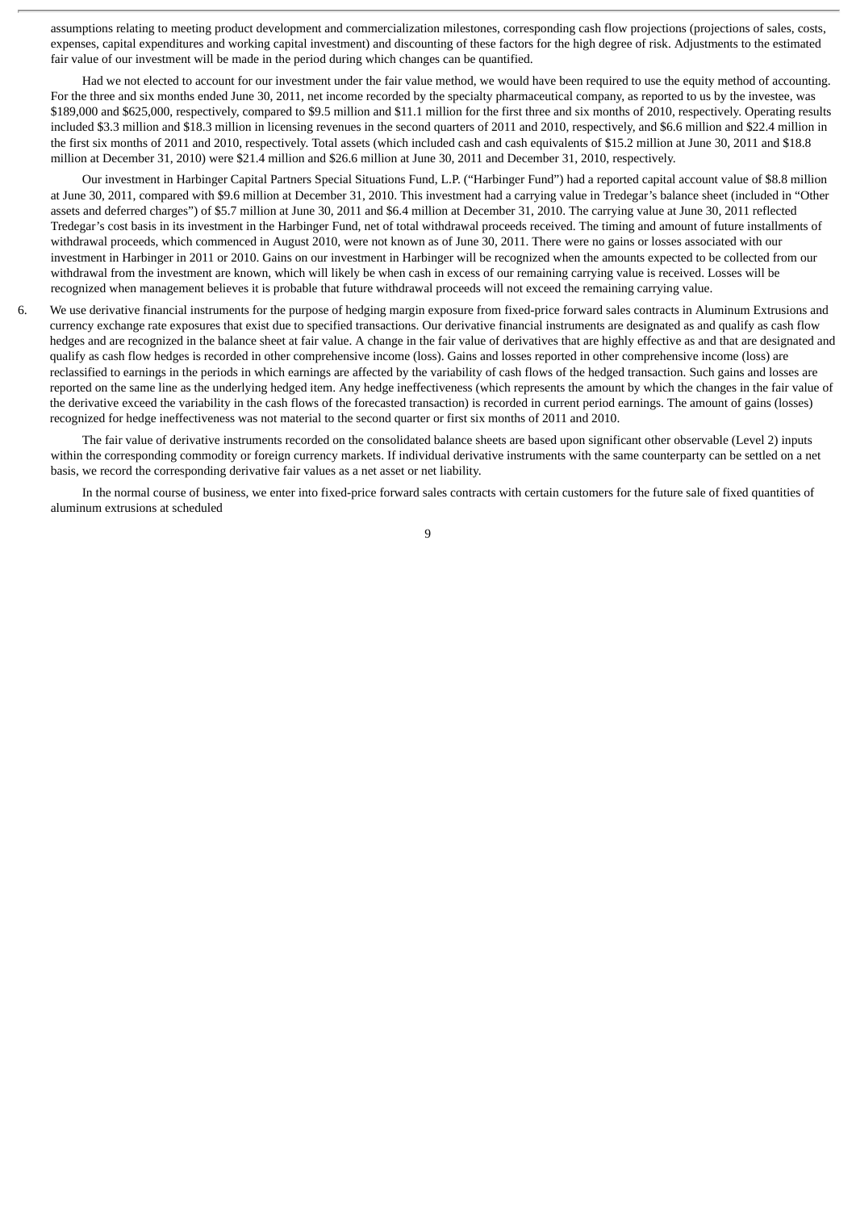assumptions relating to meeting product development and commercialization milestones, corresponding cash flow projections (projections of sales, costs, expenses, capital expenditures and working capital investment) and discounting of these factors for the high degree of risk. Adjustments to the estimated fair value of our investment will be made in the period during which changes can be quantified.

Had we not elected to account for our investment under the fair value method, we would have been required to use the equity method of accounting. For the three and six months ended June 30, 2011, net income recorded by the specialty pharmaceutical company, as reported to us by the investee, was $189,000 and $625,000, respectively, compared to $9.5 million and $11.1 million for the first three and six months of 2010, respectively. Operating results included $3.3 million and $18.3 million in licensing revenues in the second quarters of 2011 and 2010, respectively, and $6.6 million and $22.4 million in the first six months of 2011 and 2010, respectively. Total assets (which included cash and cash equivalents of $15.2 million at June 30, 2011 and $18.8 million at December 31, 2010) were $21.4 million and $26.6 million at June 30, 2011 and December 31, 2010, respectively.

Our investment in Harbinger Capital Partners Special Situations Fund, L.P. ("Harbinger Fund") had a reported capital account value of $8.8 million at June 30, 2011, compared with $9.6 million at December 31, 2010. This investment had a carrying value in Tredegar's balance sheet (included in "Other assets and deferred charges") of $5.7 million at June 30, 2011 and $6.4 million at December 31, 2010. The carrying value at June 30, 2011 reflected Tredegar's cost basis in its investment in the Harbinger Fund, net of total withdrawal proceeds received. The timing and amount of future installments of withdrawal proceeds, which commenced in August 2010, were not known as of June 30, 2011. There were no gains or losses associated with our investment in Harbinger in 2011 or 2010. Gains on our investment in Harbinger will be recognized when the amounts expected to be collected from our withdrawal from the investment are known, which will likely be when cash in excess of our remaining carrying value is received. Losses will be recognized when management believes it is probable that future withdrawal proceeds will not exceed the remaining carrying value.

6. We use derivative financial instruments for the purpose of hedging margin exposure from fixed-price forward sales contracts in Aluminum Extrusions and currency exchange rate exposures that exist due to specified transactions. Our derivative financial instruments are designated as and qualify as cash flow hedges and are recognized in the balance sheet at fair value. A change in the fair value of derivatives that are highly effective as and that are designated and qualify as cash flow hedges is recorded in other comprehensive income (loss). Gains and losses reported in other comprehensive income (loss) are reclassified to earnings in the periods in which earnings are affected by the variability of cash flows of the hedged transaction. Such gains and losses are reported on the same line as the underlying hedged item. Any hedge ineffectiveness (which represents the amount by which the changes in the fair value of the derivative exceed the variability in the cash flows of the forecasted transaction) is recorded in current period earnings. The amount of gains (losses) recognized for hedge ineffectiveness was not material to the second quarter or first six months of 2011 and 2010.

   The fair value of derivative instruments recorded on the consolidated balance sheets are based upon significant other observable (Level 2) inputs within the corresponding commodity or foreign currency markets. If individual derivative instruments with the same counterparty can be settled on a net basis, we record the corresponding derivative fair values as a net asset or net liability.

   In the normal course of business, we enter into fixed-price forward sales contracts with certain customers for the future sale of fixed quantities of aluminum extrusions at scheduled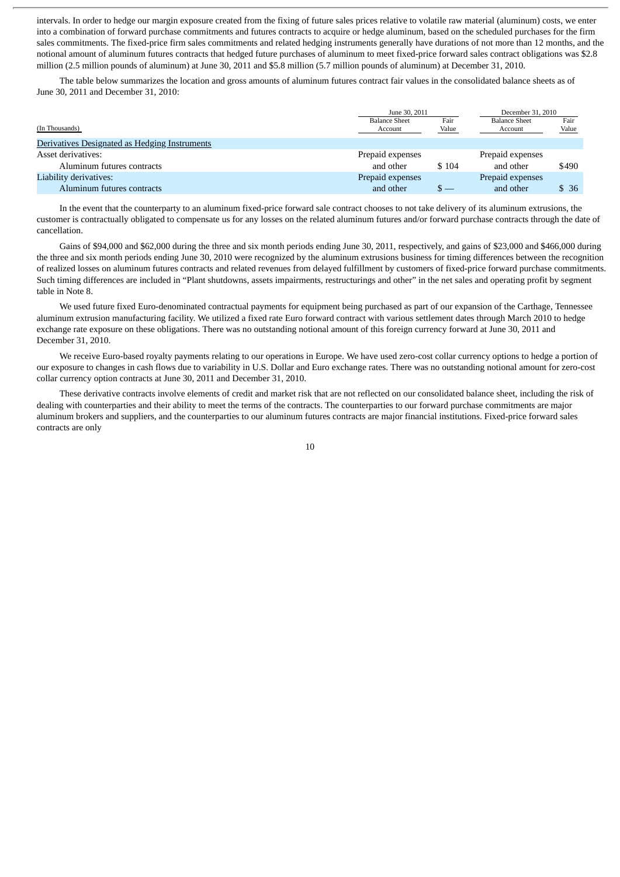intervals. In order to hedge our margin exposure created from the fixing of future sales prices relative to volatile raw material (aluminum) costs, we enter into a combination of forward purchase commitments and futures contracts to acquire or hedge aluminum, based on the scheduled purchases for the firm sales commitments. The fixed-price firm sales commitments and related hedging instruments generally have durations of not more than 12 months, and the notional amount of aluminum futures contracts that hedged future purchases of aluminum to meet fixed-price forward sales contract obligations was $2.8 million (2.5 million pounds of aluminum) at June 30, 2011 and $5.8 million (5.7 million pounds of aluminum) at December 31, 2010.

The table below summarizes the location and gross amounts of aluminum futures contract fair values in the consolidated balance sheets as of June 30, 2011 and December 31, 2010:

| (In Thousands) | June 30, 2011 Balance Sheet Account | June 30, 2011 Fair Value | December 31, 2010 Balance Sheet Account | December 31, 2010 Fair Value |
|---|---|---|---|---|
| Derivatives Designated as Hedging Instruments | | | | |
| Asset derivatives: | | | | |
| Aluminum futures contracts | Prepaid expenses and other | $ 104 | Prepaid expenses and other | $490 |
| Liability derivatives: | | | | |
| Aluminum futures contracts | Prepaid expenses and other | $ — | Prepaid expenses and other | $ 36 |

In the event that the counterparty to an aluminum fixed-price forward sale contract chooses to not take delivery of its aluminum extrusions, the customer is contractually obligated to compensate us for any losses on the related aluminum futures and/or forward purchase contracts through the date of cancellation.

Gains of $94,000 and $62,000 during the three and six month periods ending June 30, 2011, respectively, and gains of $23,000 and $466,000 during the three and six month periods ending June 30, 2010 were recognized by the aluminum extrusions business for timing differences between the recognition of realized losses on aluminum futures contracts and related revenues from delayed fulfillment by customers of fixed-price forward purchase commitments. Such timing differences are included in "Plant shutdowns, assets impairments, restructurings and other" in the net sales and operating profit by segment table in Note 8.

We used future fixed Euro-denominated contractual payments for equipment being purchased as part of our expansion of the Carthage, Tennessee aluminum extrusion manufacturing facility. We utilized a fixed rate Euro forward contract with various settlement dates through March 2010 to hedge exchange rate exposure on these obligations. There was no outstanding notional amount of this foreign currency forward at June 30, 2011 and December 31, 2010.

We receive Euro-based royalty payments relating to our operations in Europe. We have used zero-cost collar currency options to hedge a portion of our exposure to changes in cash flows due to variability in U.S. Dollar and Euro exchange rates. There was no outstanding notional amount for zero-cost collar currency option contracts at June 30, 2011 and December 31, 2010.

These derivative contracts involve elements of credit and market risk that are not reflected on our consolidated balance sheet, including the risk of dealing with counterparties and their ability to meet the terms of the contracts. The counterparties to our forward purchase commitments are major aluminum brokers and suppliers, and the counterparties to our aluminum futures contracts are major financial institutions. Fixed-price forward sales contracts are only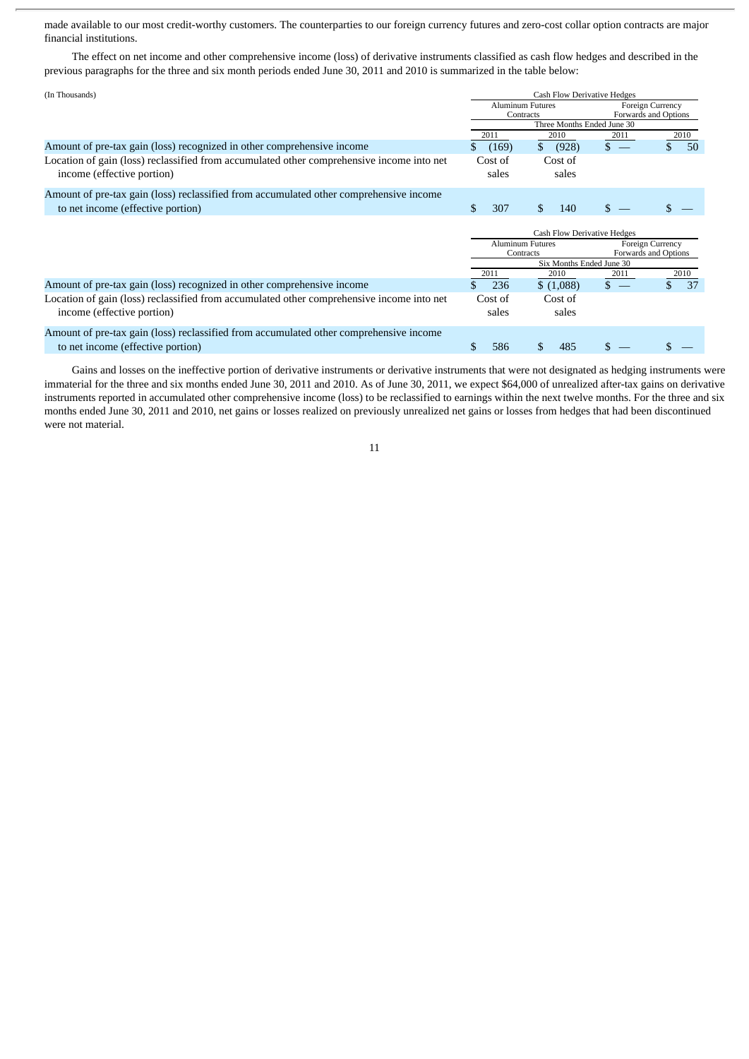made available to our most credit-worthy customers. The counterparties to our foreign currency futures and zero-cost collar option contracts are major financial institutions.

The effect on net income and other comprehensive income (loss) of derivative instruments classified as cash flow hedges and described in the previous paragraphs for the three and six month periods ended June 30, 2011 and 2010 is summarized in the table below:

| (In Thousands) | Cash Flow Derivative Hedges | | | |
|---|---|---|---|---|
| | Aluminum Futures Contracts | | Foreign Currency Forwards and Options | |
| | Three Months Ended June 30 | | | |
| | 2011 | 2010 | 2011 | 2010 |
| Amount of pre-tax gain (loss) recognized in other comprehensive income | $ (169) | $ (928) | $ — | $ 50 |
| Location of gain (loss) reclassified from accumulated other comprehensive income into net income (effective portion) | Cost of sales | Cost of sales | | |
| Amount of pre-tax gain (loss) reclassified from accumulated other comprehensive income to net income (effective portion) | $ 307 | $ 140 | $ — | $ — |

| | Cash Flow Derivative Hedges | | | |
|---|---|---|---|---|
| | Aluminum Futures Contracts | | Foreign Currency Forwards and Options | |
| | Six Months Ended June 30 | | | |
| | 2011 | 2010 | 2011 | 2010 |
| Amount of pre-tax gain (loss) recognized in other comprehensive income | $ 236 | $ (1,088) | $ — | $ 37 |
| Location of gain (loss) reclassified from accumulated other comprehensive income into net income (effective portion) | Cost of sales | Cost of sales | | |
| Amount of pre-tax gain (loss) reclassified from accumulated other comprehensive income to net income (effective portion) | $ 586 | $ 485 | $ — | $ — |

Gains and losses on the ineffective portion of derivative instruments or derivative instruments that were not designated as hedging instruments were immaterial for the three and six months ended June 30, 2011 and 2010. As of June 30, 2011, we expect $64,000 of unrealized after-tax gains on derivative instruments reported in accumulated other comprehensive income (loss) to be reclassified to earnings within the next twelve months. For the three and six months ended June 30, 2011 and 2010, net gains or losses realized on previously unrealized net gains or losses from hedges that had been discontinued were not material.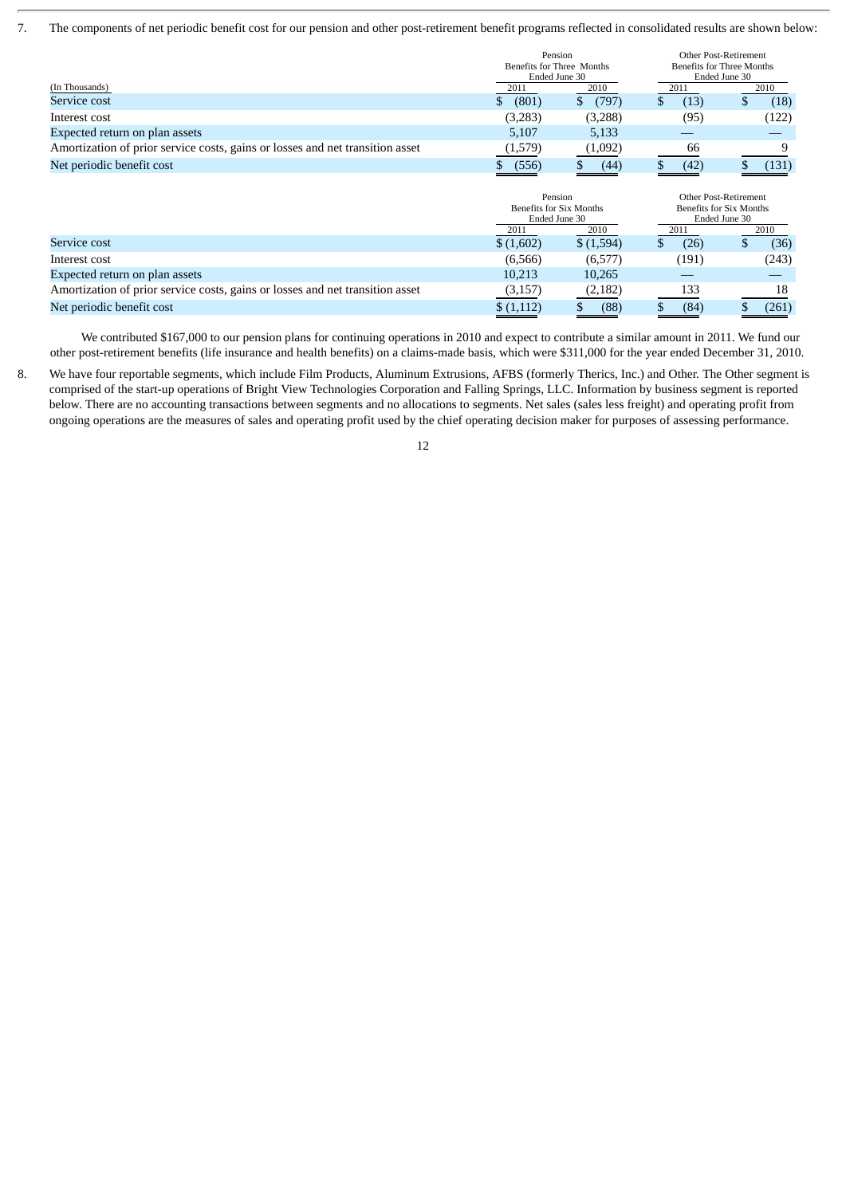7. The components of net periodic benefit cost for our pension and other post-retirement benefit programs reflected in consolidated results are shown below:

| (In Thousands) | Pension Benefits for Three Months Ended June 30 | | Other Post-Retirement Benefits for Three Months Ended June 30 | |
|---|---|---|---|---|
| | 2011 | 2010 | 2011 | 2010 |
| Service cost | $ (801) | $ (797) | $ (13) | $ (18) |
| Interest cost | (3,283) | (3,288) | (95) | (122) |
| Expected return on plan assets | 5,107 | 5,133 | — | — |
| Amortization of prior service costs, gains or losses and net transition asset | (1,579) | (1,092) | 66 | 9 |
| Net periodic benefit cost | $ (556) | $ (44) | $ (42) | $ (131) |

| | Pension Benefits for Six Months Ended June 30 | | Other Post-Retirement Benefits for Six Months Ended June 30 | |
|---|---|---|---|---|
| | 2011 | 2010 | 2011 | 2010 |
| Service cost | $ (1,602) | $ (1,594) | $ (26) | $ (36) |
| Interest cost | (6,566) | (6,577) | (191) | (243) |
| Expected return on plan assets | 10,213 | 10,265 | — | — |
| Amortization of prior service costs, gains or losses and net transition asset | (3,157) | (2,182) | 133 | 18 |
| Net periodic benefit cost | $ (1,112) | $ (88) | $ (84) | $ (261) |

We contributed $167,000 to our pension plans for continuing operations in 2010 and expect to contribute a similar amount in 2011. We fund our other post-retirement benefits (life insurance and health benefits) on a claims-made basis, which were $311,000 for the year ended December 31, 2010.

8. We have four reportable segments, which include Film Products, Aluminum Extrusions, AFBS (formerly Therics, Inc.) and Other. The Other segment is comprised of the start-up operations of Bright View Technologies Corporation and Falling Springs, LLC. Information by business segment is reported below. There are no accounting transactions between segments and no allocations to segments. Net sales (sales less freight) and operating profit from ongoing operations are the measures of sales and operating profit used by the chief operating decision maker for purposes of assessing performance.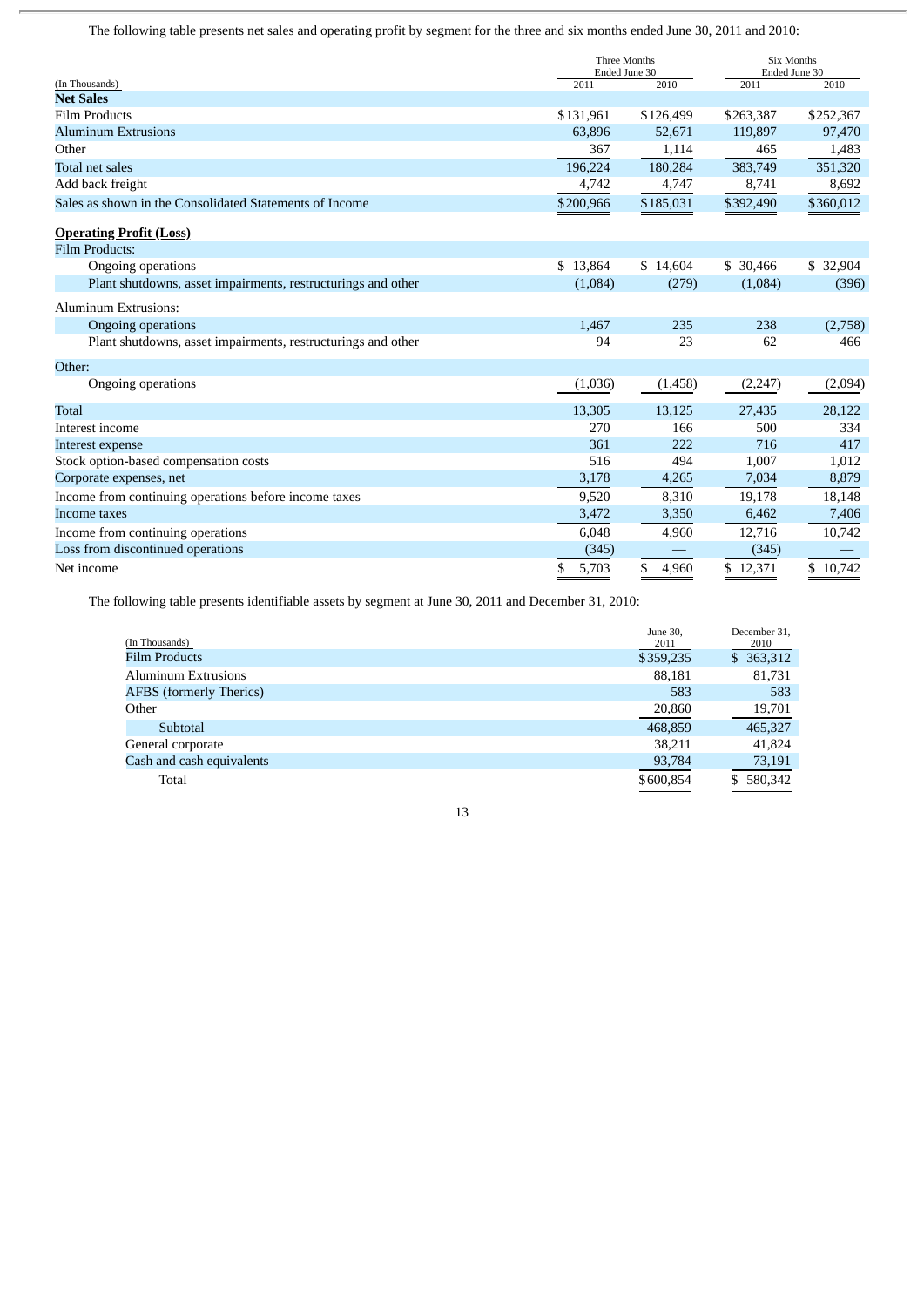The following table presents net sales and operating profit by segment for the three and six months ended June 30, 2011 and 2010:

| (In Thousands) | Three Months Ended June 30 | | Six Months Ended June 30 | |
|---|---|---|---|---|
| | 2011 | 2010 | 2011 | 2010 |
| **Net Sales** | | | | |
| Film Products | $131,961 | $126,499 | $263,387 | $252,367 |
| Aluminum Extrusions | 63,896 | 52,671 | 119,897 | 97,470 |
| Other | 367 | 1,114 | 465 | 1,483 |
| Total net sales | 196,224 | 180,284 | 383,749 | 351,320 |
| Add back freight | 4,742 | 4,747 | 8,741 | 8,692 |
| Sales as shown in the Consolidated Statements of Income | $200,966 | $185,031 | $392,490 | $360,012 |
| **Operating Profit (Loss)** | | | | |
| Film Products: | | | | |
| Ongoing operations | $ 13,864 | $ 14,604 | $ 30,466 | $ 32,904 |
| Plant shutdowns, asset impairments, restructurings and other | (1,084) | (279) | (1,084) | (396) |
| Aluminum Extrusions: | | | | |
| Ongoing operations | 1,467 | 235 | 238 | (2,758) |
| Plant shutdowns, asset impairments, restructurings and other | 94 | 23 | 62 | 466 |
| Other: | | | | |
| Ongoing operations | (1,036) | (1,458) | (2,247) | (2,094) |
| Total | 13,305 | 13,125 | 27,435 | 28,122 |
| Interest income | 270 | 166 | 500 | 334 |
| Interest expense | 361 | 222 | 716 | 417 |
| Stock option-based compensation costs | 516 | 494 | 1,007 | 1,012 |
| Corporate expenses, net | 3,178 | 4,265 | 7,034 | 8,879 |
| Income from continuing operations before income taxes | 9,520 | 8,310 | 19,178 | 18,148 |
| Income taxes | 3,472 | 3,350 | 6,462 | 7,406 |
| Income from continuing operations | 6,048 | 4,960 | 12,716 | 10,742 |
| Loss from discontinued operations | (345) | — | (345) | — |
| Net income | $ 5,703 | $ 4,960 | $ 12,371 | $ 10,742 |

The following table presents identifiable assets by segment at June 30, 2011 and December 31, 2010:

| (In Thousands) | June 30, 2011 | December 31, 2010 |
|---|---|---|
| Film Products | $359,235 | $ 363,312 |
| Aluminum Extrusions | 88,181 | 81,731 |
| AFBS (formerly Therics) | 583 | 583 |
| Other | 20,860 | 19,701 |
| Subtotal | 468,859 | 465,327 |
| General corporate | 38,211 | 41,824 |
| Cash and cash equivalents | 93,784 | 73,191 |
| Total | $600,854 | $ 580,342 |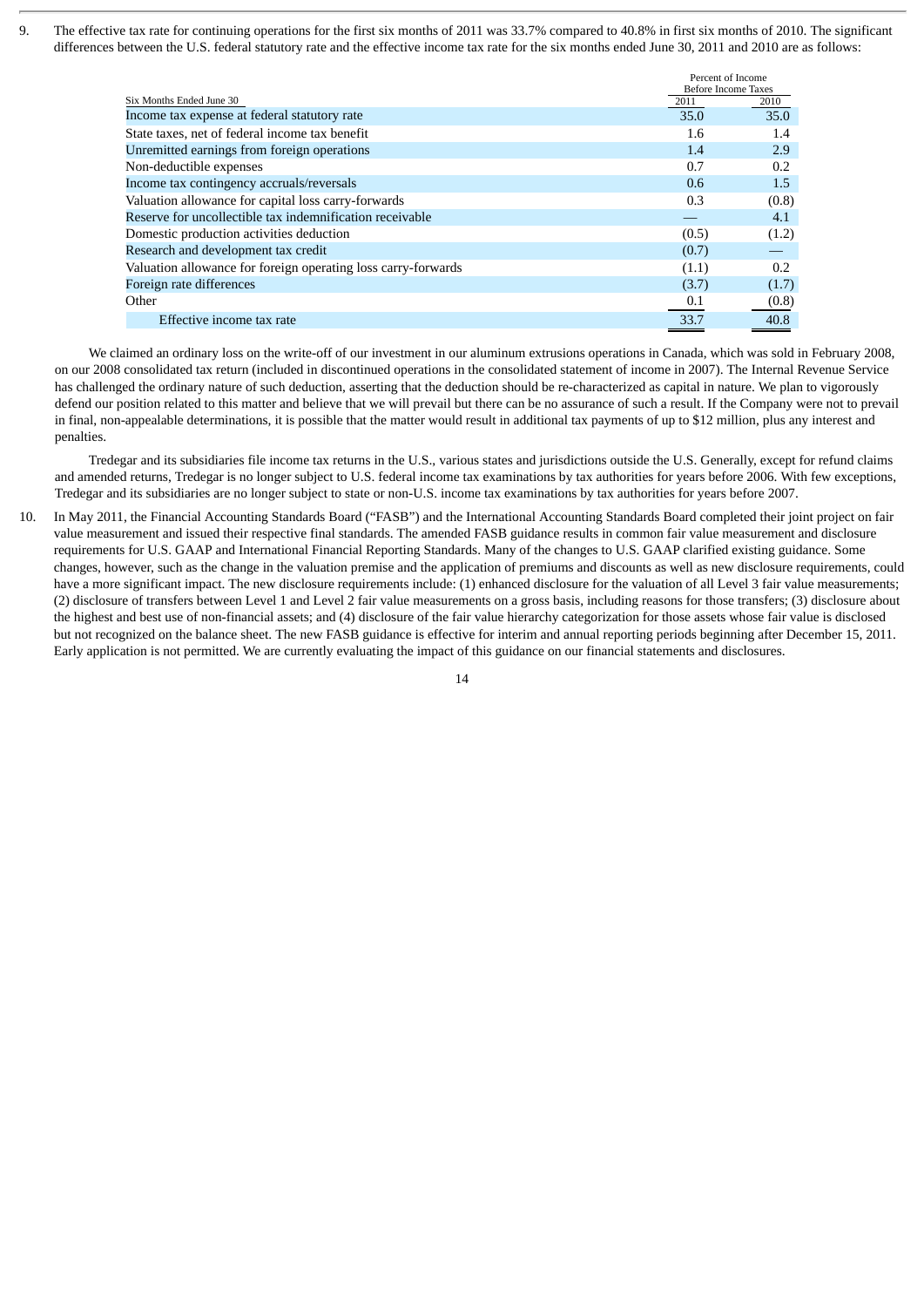9. The effective tax rate for continuing operations for the first six months of 2011 was 33.7% compared to 40.8% in first six months of 2010. The significant differences between the U.S. federal statutory rate and the effective income tax rate for the six months ended June 30, 2011 and 2010 are as follows:

| Six Months Ended June 30 | Percent of Income Before Income Taxes | |
|---|---|---|
| | 2011 | 2010 |
| Income tax expense at federal statutory rate | 35.0 | 35.0 |
| State taxes, net of federal income tax benefit | 1.6 | 1.4 |
| Unremitted earnings from foreign operations | 1.4 | 2.9 |
| Non-deductible expenses | 0.7 | 0.2 |
| Income tax contingency accruals/reversals | 0.6 | 1.5 |
| Valuation allowance for capital loss carry-forwards | 0.3 | (0.8) |
| Reserve for uncollectible tax indemnification receivable | — | 4.1 |
| Domestic production activities deduction | (0.5) | (1.2) |
| Research and development tax credit | (0.7) | — |
| Valuation allowance for foreign operating loss carry-forwards | (1.1) | 0.2 |
| Foreign rate differences | (3.7) | (1.7) |
| Other | 0.1 | (0.8) |
| Effective income tax rate | 33.7 | 40.8 |

We claimed an ordinary loss on the write-off of our investment in our aluminum extrusions operations in Canada, which was sold in February 2008, on our 2008 consolidated tax return (included in discontinued operations in the consolidated statement of income in 2007). The Internal Revenue Service has challenged the ordinary nature of such deduction, asserting that the deduction should be re-characterized as capital in nature. We plan to vigorously defend our position related to this matter and believe that we will prevail but there can be no assurance of such a result. If the Company were not to prevail in final, non-appealable determinations, it is possible that the matter would result in additional tax payments of up to $12 million, plus any interest and penalties.

Tredegar and its subsidiaries file income tax returns in the U.S., various states and jurisdictions outside the U.S. Generally, except for refund claims and amended returns, Tredegar is no longer subject to U.S. federal income tax examinations by tax authorities for years before 2006. With few exceptions, Tredegar and its subsidiaries are no longer subject to state or non-U.S. income tax examinations by tax authorities for years before 2007.

10. In May 2011, the Financial Accounting Standards Board ("FASB") and the International Accounting Standards Board completed their joint project on fair value measurement and issued their respective final standards. The amended FASB guidance results in common fair value measurement and disclosure requirements for U.S. GAAP and International Financial Reporting Standards. Many of the changes to U.S. GAAP clarified existing guidance. Some changes, however, such as the change in the valuation premise and the application of premiums and discounts as well as new disclosure requirements, could have a more significant impact. The new disclosure requirements include: (1) enhanced disclosure for the valuation of all Level 3 fair value measurements; (2) disclosure of transfers between Level 1 and Level 2 fair value measurements on a gross basis, including reasons for those transfers; (3) disclosure about the highest and best use of non-financial assets; and (4) disclosure of the fair value hierarchy categorization for those assets whose fair value is disclosed but not recognized on the balance sheet. The new FASB guidance is effective for interim and annual reporting periods beginning after December 15, 2011. Early application is not permitted. We are currently evaluating the impact of this guidance on our financial statements and disclosures.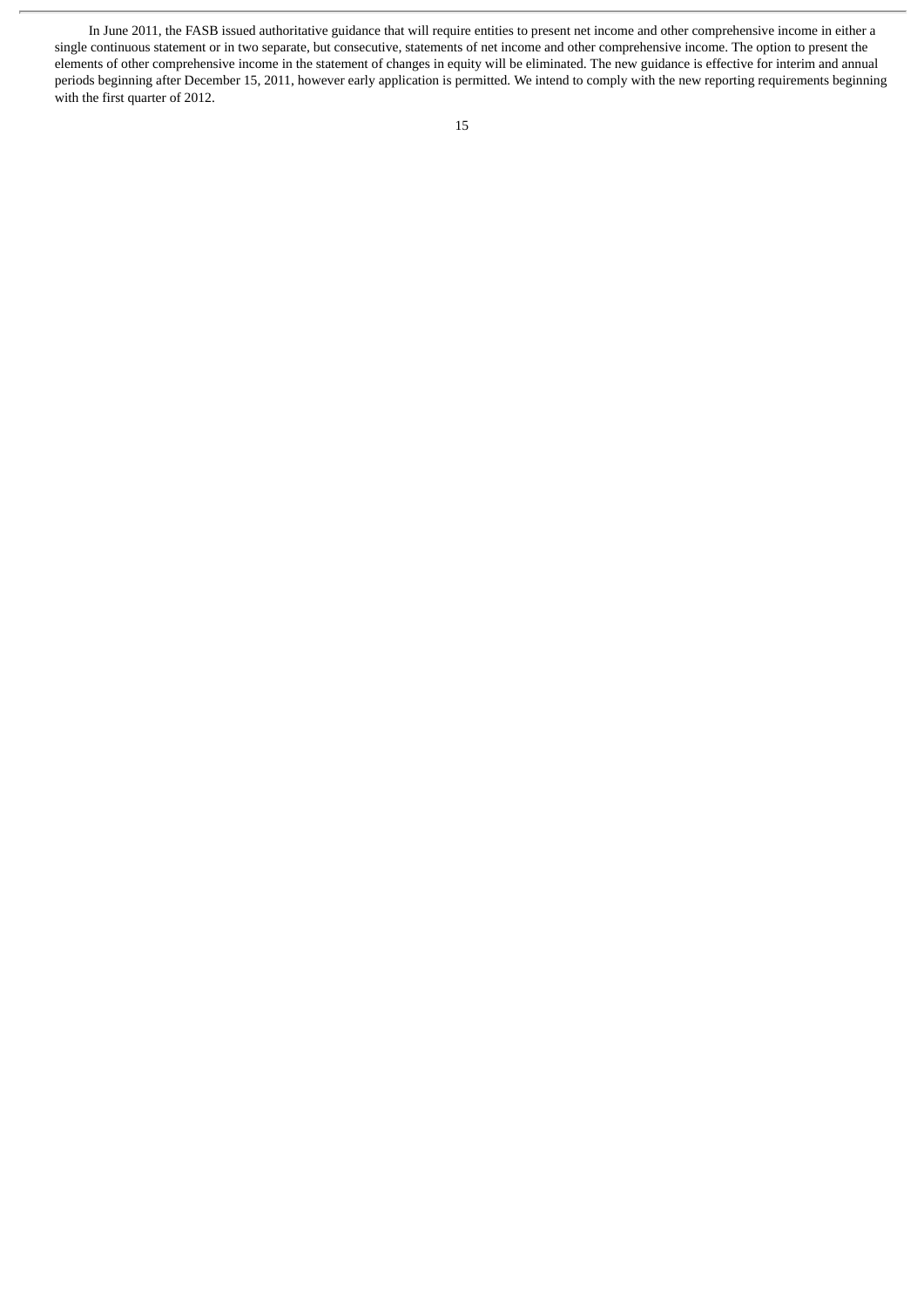In June 2011, the FASB issued authoritative guidance that will require entities to present net income and other comprehensive income in either a single continuous statement or in two separate, but consecutive, statements of net income and other comprehensive income. The option to present the elements of other comprehensive income in the statement of changes in equity will be eliminated. The new guidance is effective for interim and annual periods beginning after December 15, 2011, however early application is permitted. We intend to comply with the new reporting requirements beginning with the first quarter of 2012.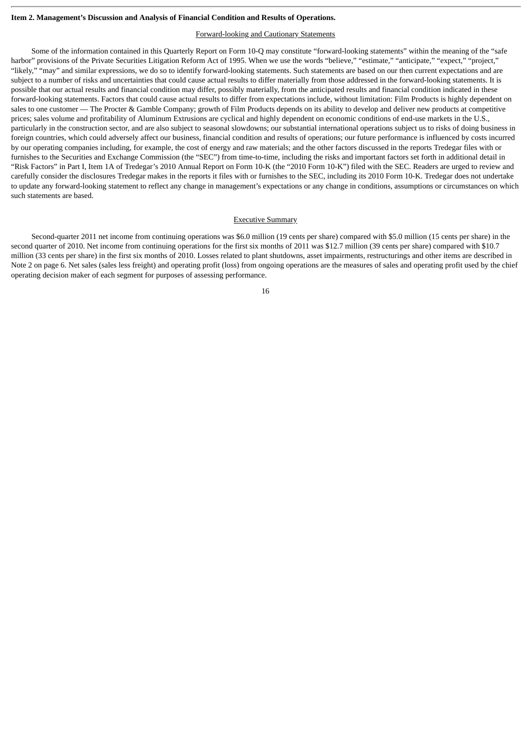**Item 2. Management's Discussion and Analysis of Financial Condition and Results of Operations.**

Forward-looking and Cautionary Statements

Some of the information contained in this Quarterly Report on Form 10-Q may constitute "forward-looking statements" within the meaning of the "safe harbor" provisions of the Private Securities Litigation Reform Act of 1995. When we use the words "believe," "estimate," "anticipate," "expect," "project," "likely," "may" and similar expressions, we do so to identify forward-looking statements. Such statements are based on our then current expectations and are subject to a number of risks and uncertainties that could cause actual results to differ materially from those addressed in the forward-looking statements. It is possible that our actual results and financial condition may differ, possibly materially, from the anticipated results and financial condition indicated in these forward-looking statements. Factors that could cause actual results to differ from expectations include, without limitation: Film Products is highly dependent on sales to one customer — The Procter & Gamble Company; growth of Film Products depends on its ability to develop and deliver new products at competitive prices; sales volume and profitability of Aluminum Extrusions are cyclical and highly dependent on economic conditions of end-use markets in the U.S., particularly in the construction sector, and are also subject to seasonal slowdowns; our substantial international operations subject us to risks of doing business in foreign countries, which could adversely affect our business, financial condition and results of operations; our future performance is influenced by costs incurred by our operating companies including, for example, the cost of energy and raw materials; and the other factors discussed in the reports Tredegar files with or furnishes to the Securities and Exchange Commission (the "SEC") from time-to-time, including the risks and important factors set forth in additional detail in "Risk Factors" in Part I, Item 1A of Tredegar's 2010 Annual Report on Form 10-K (the "2010 Form 10-K") filed with the SEC. Readers are urged to review and carefully consider the disclosures Tredegar makes in the reports it files with or furnishes to the SEC, including its 2010 Form 10-K. Tredegar does not undertake to update any forward-looking statement to reflect any change in management's expectations or any change in conditions, assumptions or circumstances on which such statements are based.

Executive Summary

Second-quarter 2011 net income from continuing operations was $6.0 million (19 cents per share) compared with $5.0 million (15 cents per share) in the second quarter of 2010. Net income from continuing operations for the first six months of 2011 was $12.7 million (39 cents per share) compared with $10.7 million (33 cents per share) in the first six months of 2010. Losses related to plant shutdowns, asset impairments, restructurings and other items are described in Note 2 on page 6. Net sales (sales less freight) and operating profit (loss) from ongoing operations are the measures of sales and operating profit used by the chief operating decision maker of each segment for purposes of assessing performance.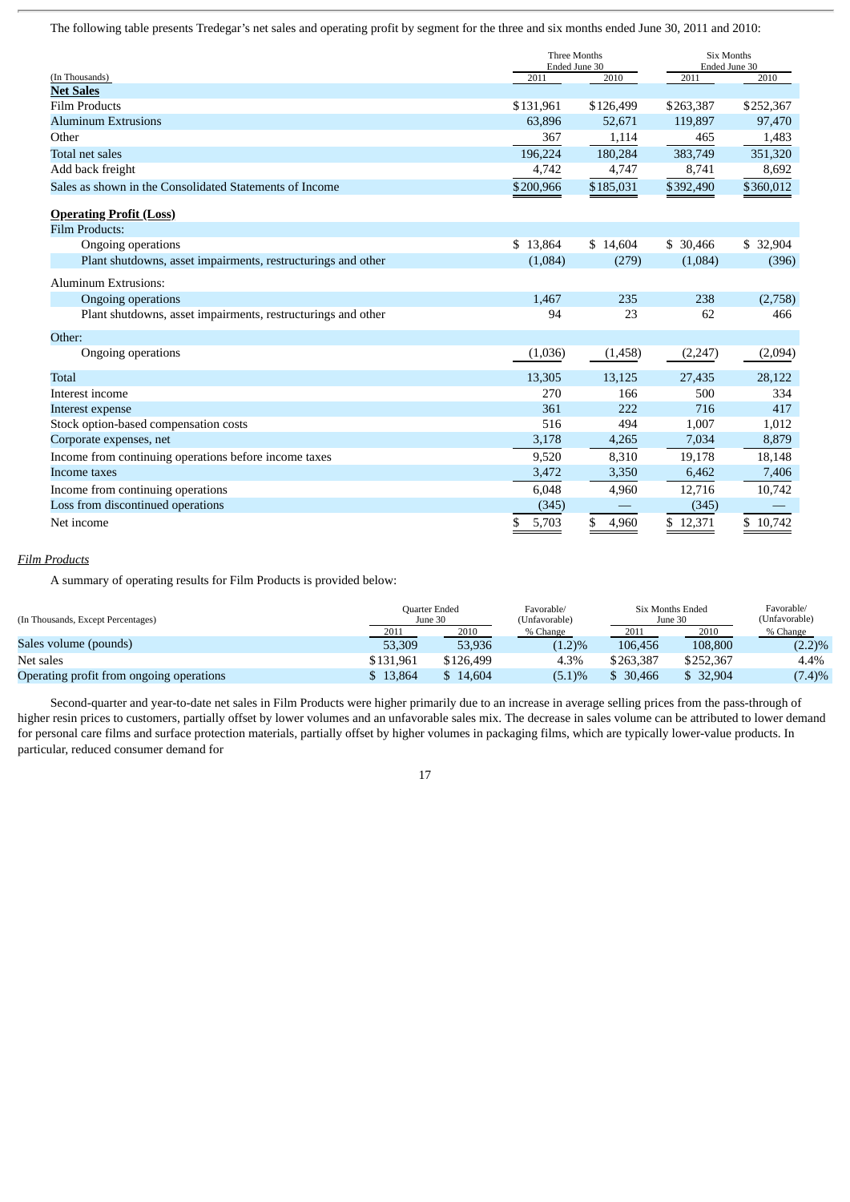The following table presents Tredegar's net sales and operating profit by segment for the three and six months ended June 30, 2011 and 2010:

| (In Thousands) | Three Months Ended June 30 | | Six Months Ended June 30 | |
|---|---|---|---|---|
| | 2011 | 2010 | 2011 | 2010 |
| **Net Sales** | | | | |
| Film Products | $131,961 | $126,499 | $263,387 | $252,367 |
| Aluminum Extrusions | 63,896 | 52,671 | 119,897 | 97,470 |
| Other | 367 | 1,114 | 465 | 1,483 |
| Total net sales | 196,224 | 180,284 | 383,749 | 351,320 |
| Add back freight | 4,742 | 4,747 | 8,741 | 8,692 |
| Sales as shown in the Consolidated Statements of Income | $200,966 | $185,031 | $392,490 | $360,012 |
| **Operating Profit (Loss)** | | | | |
| Film Products: | | | | |
| Ongoing operations | $ 13,864 | $ 14,604 | $ 30,466 | $ 32,904 |
| Plant shutdowns, asset impairments, restructurings and other | (1,084) | (279) | (1,084) | (396) |
| Aluminum Extrusions: | | | | |
| Ongoing operations | 1,467 | 235 | 238 | (2,758) |
| Plant shutdowns, asset impairments, restructurings and other | 94 | 23 | 62 | 466 |
| Other: | | | | |
| Ongoing operations | (1,036) | (1,458) | (2,247) | (2,094) |
| Total | 13,305 | 13,125 | 27,435 | 28,122 |
| Interest income | 270 | 166 | 500 | 334 |
| Interest expense | 361 | 222 | 716 | 417 |
| Stock option-based compensation costs | 516 | 494 | 1,007 | 1,012 |
| Corporate expenses, net | 3,178 | 4,265 | 7,034 | 8,879 |
| Income from continuing operations before income taxes | 9,520 | 8,310 | 19,178 | 18,148 |
| Income taxes | 3,472 | 3,350 | 6,462 | 7,406 |
| Income from continuing operations | 6,048 | 4,960 | 12,716 | 10,742 |
| Loss from discontinued operations | (345) | — | (345) | — |
| Net income | $ 5,703 | $ 4,960 | $ 12,371 | $ 10,742 |

*Film Products*

A summary of operating results for Film Products is provided below:

| (In Thousands, Except Percentages) | Quarter Ended June 30 | | Favorable/ (Unfavorable) | Six Months Ended June 30 | | Favorable/ (Unfavorable) |
|---|---|---|---|---|---|---|
| | 2011 | 2010 | % Change | 2011 | 2010 | % Change |
| Sales volume (pounds) | 53,309 | 53,936 | (1.2)% | 106,456 | 108,800 | (2.2)% |
| Net sales | $131,961 | $126,499 | 4.3% | $263,387 | $252,367 | 4.4% |
| Operating profit from ongoing operations | $ 13,864 | $ 14,604 | (5.1)% | $ 30,466 | $ 32,904 | (7.4)% |

Second-quarter and year-to-date net sales in Film Products were higher primarily due to an increase in average selling prices from the pass-through of higher resin prices to customers, partially offset by lower volumes and an unfavorable sales mix. The decrease in sales volume can be attributed to lower demand for personal care films and surface protection materials, partially offset by higher volumes in packaging films, which are typically lower-value products. In particular, reduced consumer demand for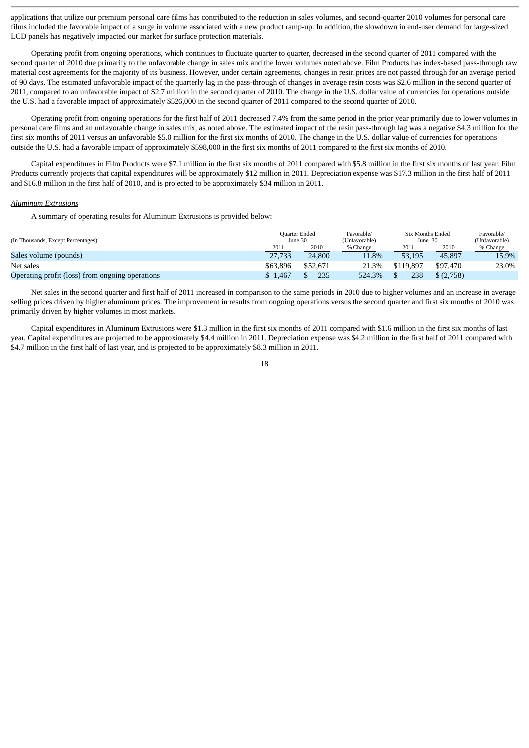applications that utilize our premium personal care films has contributed to the reduction in sales volumes, and second-quarter 2010 volumes for personal care films included the favorable impact of a surge in volume associated with a new product ramp-up. In addition, the slowdown in end-user demand for large-sized LCD panels has negatively impacted our market for surface protection materials.

Operating profit from ongoing operations, which continues to fluctuate quarter to quarter, decreased in the second quarter of 2011 compared with the second quarter of 2010 due primarily to the unfavorable change in sales mix and the lower volumes noted above. Film Products has index-based pass-through raw material cost agreements for the majority of its business. However, under certain agreements, changes in resin prices are not passed through for an average period of 90 days. The estimated unfavorable impact of the quarterly lag in the pass-through of changes in average resin costs was $2.6 million in the second quarter of 2011, compared to an unfavorable impact of $2.7 million in the second quarter of 2010. The change in the U.S. dollar value of currencies for operations outside the U.S. had a favorable impact of approximately $526,000 in the second quarter of 2011 compared to the second quarter of 2010.

Operating profit from ongoing operations for the first half of 2011 decreased 7.4% from the same period in the prior year primarily due to lower volumes in personal care films and an unfavorable change in sales mix, as noted above. The estimated impact of the resin pass-through lag was a negative $4.3 million for the first six months of 2011 versus an unfavorable $5.0 million for the first six months of 2010. The change in the U.S. dollar value of currencies for operations outside the U.S. had a favorable impact of approximately $598,000 in the first six months of 2011 compared to the first six months of 2010.

Capital expenditures in Film Products were $7.1 million in the first six months of 2011 compared with $5.8 million in the first six months of last year. Film Products currently projects that capital expenditures will be approximately $12 million in 2011. Depreciation expense was $17.3 million in the first half of 2011 and $16.8 million in the first half of 2010, and is projected to be approximately $34 million in 2011.

*Aluminum Extrusions*

A summary of operating results for Aluminum Extrusions is provided below:

| (In Thousands, Except Percentages) | Quarter Ended June 30 | | Favorable/ (Unfavorable) | Six Months Ended June 30 | | Favorable/ (Unfavorable) |
|---|---|---|---|---|---|---|
| | 2011 | 2010 | % Change | 2011 | 2010 | % Change |
| Sales volume (pounds) | 27,733 | 24,800 | 11.8% | 53,195 | 45,897 | 15.9% |
| Net sales | $63,896 | $52,671 | 21.3% | $119,897 | $97,470 | 23.0% |
| Operating profit (loss) from ongoing operations | $ 1,467 | $ 235 | 524.3% | $ 238 | $ (2,758) | |

Net sales in the second quarter and first half of 2011 increased in comparison to the same periods in 2010 due to higher volumes and an increase in average selling prices driven by higher aluminum prices. The improvement in results from ongoing operations versus the second quarter and first six months of 2010 was primarily driven by higher volumes in most markets.

Capital expenditures in Aluminum Extrusions were $1.3 million in the first six months of 2011 compared with $1.6 million in the first six months of last year. Capital expenditures are projected to be approximately $4.4 million in 2011. Depreciation expense was $4.2 million in the first half of 2011 compared with $4.7 million in the first half of last year, and is projected to be approximately $8.3 million in 2011.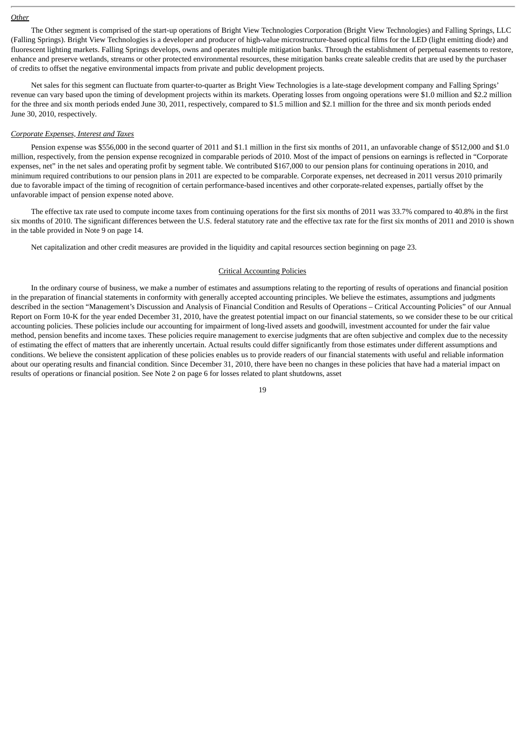*Other*

The Other segment is comprised of the start-up operations of Bright View Technologies Corporation (Bright View Technologies) and Falling Springs, LLC (Falling Springs). Bright View Technologies is a developer and producer of high-value microstructure-based optical films for the LED (light emitting diode) and fluorescent lighting markets. Falling Springs develops, owns and operates multiple mitigation banks. Through the establishment of perpetual easements to restore, enhance and preserve wetlands, streams or other protected environmental resources, these mitigation banks create saleable credits that are used by the purchaser of credits to offset the negative environmental impacts from private and public development projects.

Net sales for this segment can fluctuate from quarter-to-quarter as Bright View Technologies is a late-stage development company and Falling Springs' revenue can vary based upon the timing of development projects within its markets. Operating losses from ongoing operations were $1.0 million and $2.2 million for the three and six month periods ended June 30, 2011, respectively, compared to $1.5 million and $2.1 million for the three and six month periods ended June 30, 2010, respectively.

*Corporate Expenses, Interest and Taxes*

Pension expense was $556,000 in the second quarter of 2011 and $1.1 million in the first six months of 2011, an unfavorable change of $512,000 and $1.0 million, respectively, from the pension expense recognized in comparable periods of 2010. Most of the impact of pensions on earnings is reflected in "Corporate expenses, net" in the net sales and operating profit by segment table. We contributed $167,000 to our pension plans for continuing operations in 2010, and minimum required contributions to our pension plans in 2011 are expected to be comparable. Corporate expenses, net decreased in 2011 versus 2010 primarily due to favorable impact of the timing of recognition of certain performance-based incentives and other corporate-related expenses, partially offset by the unfavorable impact of pension expense noted above.

The effective tax rate used to compute income taxes from continuing operations for the first six months of 2011 was 33.7% compared to 40.8% in the first six months of 2010. The significant differences between the U.S. federal statutory rate and the effective tax rate for the first six months of 2011 and 2010 is shown in the table provided in Note 9 on page 14.

Net capitalization and other credit measures are provided in the liquidity and capital resources section beginning on page 23.

## Critical Accounting Policies

In the ordinary course of business, we make a number of estimates and assumptions relating to the reporting of results of operations and financial position in the preparation of financial statements in conformity with generally accepted accounting principles. We believe the estimates, assumptions and judgments described in the section "Management's Discussion and Analysis of Financial Condition and Results of Operations – Critical Accounting Policies" of our Annual Report on Form 10-K for the year ended December 31, 2010, have the greatest potential impact on our financial statements, so we consider these to be our critical accounting policies. These policies include our accounting for impairment of long-lived assets and goodwill, investment accounted for under the fair value method, pension benefits and income taxes. These policies require management to exercise judgments that are often subjective and complex due to the necessity of estimating the effect of matters that are inherently uncertain. Actual results could differ significantly from those estimates under different assumptions and conditions. We believe the consistent application of these policies enables us to provide readers of our financial statements with useful and reliable information about our operating results and financial condition. Since December 31, 2010, there have been no changes in these policies that have had a material impact on results of operations or financial position. See Note 2 on page 6 for losses related to plant shutdowns, asset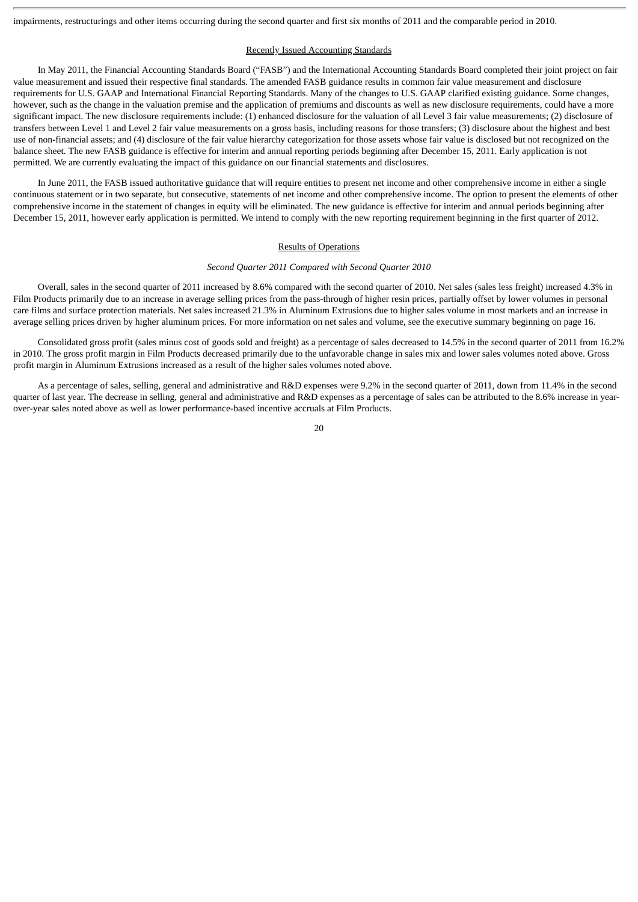impairments, restructurings and other items occurring during the second quarter and first six months of 2011 and the comparable period in 2010.

## Recently Issued Accounting Standards

In May 2011, the Financial Accounting Standards Board ("FASB") and the International Accounting Standards Board completed their joint project on fair value measurement and issued their respective final standards. The amended FASB guidance results in common fair value measurement and disclosure requirements for U.S. GAAP and International Financial Reporting Standards. Many of the changes to U.S. GAAP clarified existing guidance. Some changes, however, such as the change in the valuation premise and the application of premiums and discounts as well as new disclosure requirements, could have a more significant impact. The new disclosure requirements include: (1) enhanced disclosure for the valuation of all Level 3 fair value measurements; (2) disclosure of transfers between Level 1 and Level 2 fair value measurements on a gross basis, including reasons for those transfers; (3) disclosure about the highest and best use of non-financial assets; and (4) disclosure of the fair value hierarchy categorization for those assets whose fair value is disclosed but not recognized on the balance sheet. The new FASB guidance is effective for interim and annual reporting periods beginning after December 15, 2011. Early application is not permitted. We are currently evaluating the impact of this guidance on our financial statements and disclosures.

In June 2011, the FASB issued authoritative guidance that will require entities to present net income and other comprehensive income in either a single continuous statement or in two separate, but consecutive, statements of net income and other comprehensive income. The option to present the elements of other comprehensive income in the statement of changes in equity will be eliminated. The new guidance is effective for interim and annual periods beginning after December 15, 2011, however early application is permitted. We intend to comply with the new reporting requirement beginning in the first quarter of 2012.

## Results of Operations

### *Second Quarter 2011 Compared with Second Quarter 2010*

Overall, sales in the second quarter of 2011 increased by 8.6% compared with the second quarter of 2010. Net sales (sales less freight) increased 4.3% in Film Products primarily due to an increase in average selling prices from the pass-through of higher resin prices, partially offset by lower volumes in personal care films and surface protection materials. Net sales increased 21.3% in Aluminum Extrusions due to higher sales volume in most markets and an increase in average selling prices driven by higher aluminum prices. For more information on net sales and volume, see the executive summary beginning on page 16.

Consolidated gross profit (sales minus cost of goods sold and freight) as a percentage of sales decreased to 14.5% in the second quarter of 2011 from 16.2% in 2010. The gross profit margin in Film Products decreased primarily due to the unfavorable change in sales mix and lower sales volumes noted above. Gross profit margin in Aluminum Extrusions increased as a result of the higher sales volumes noted above.

As a percentage of sales, selling, general and administrative and R&D expenses were 9.2% in the second quarter of 2011, down from 11.4% in the second quarter of last year. The decrease in selling, general and administrative and R&D expenses as a percentage of sales can be attributed to the 8.6% increase in year-over-year sales noted above as well as lower performance-based incentive accruals at Film Products.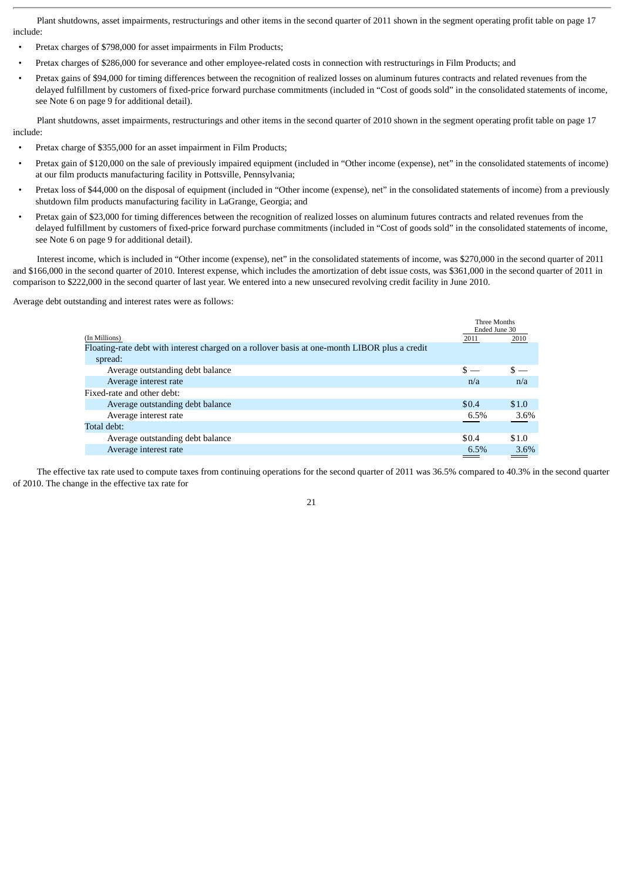Plant shutdowns, asset impairments, restructurings and other items in the second quarter of 2011 shown in the segment operating profit table on page 17 include:

- Pretax charges of $798,000 for asset impairments in Film Products;
- Pretax charges of $286,000 for severance and other employee-related costs in connection with restructurings in Film Products; and
- Pretax gains of $94,000 for timing differences between the recognition of realized losses on aluminum futures contracts and related revenues from the delayed fulfillment by customers of fixed-price forward purchase commitments (included in "Cost of goods sold" in the consolidated statements of income, see Note 6 on page 9 for additional detail).

Plant shutdowns, asset impairments, restructurings and other items in the second quarter of 2010 shown in the segment operating profit table on page 17 include:

- Pretax charge of $355,000 for an asset impairment in Film Products;
- Pretax gain of $120,000 on the sale of previously impaired equipment (included in "Other income (expense), net" in the consolidated statements of income) at our film products manufacturing facility in Pottsville, Pennsylvania;
- Pretax loss of $44,000 on the disposal of equipment (included in "Other income (expense), net" in the consolidated statements of income) from a previously shutdown film products manufacturing facility in LaGrange, Georgia; and
- Pretax gain of $23,000 for timing differences between the recognition of realized losses on aluminum futures contracts and related revenues from the delayed fulfillment by customers of fixed-price forward purchase commitments (included in "Cost of goods sold" in the consolidated statements of income, see Note 6 on page 9 for additional detail).

Interest income, which is included in "Other income (expense), net" in the consolidated statements of income, was $270,000 in the second quarter of 2011 and $166,000 in the second quarter of 2010. Interest expense, which includes the amortization of debt issue costs, was $361,000 in the second quarter of 2011 in comparison to $222,000 in the second quarter of last year. We entered into a new unsecured revolving credit facility in June 2010.

Average debt outstanding and interest rates were as follows:

| (In Millions) | Three Months Ended June 30 2011 | 2010 |
|---|---|---|
| Floating-rate debt with interest charged on a rollover basis at one-month LIBOR plus a credit spread: | | |
| Average outstanding debt balance | $ — | $ — |
| Average interest rate | n/a | n/a |
| Fixed-rate and other debt: | | |
| Average outstanding debt balance | $0.4 | $1.0 |
| Average interest rate | 6.5% | 3.6% |
| Total debt: | | |
| Average outstanding debt balance | $0.4 | $1.0 |
| Average interest rate | 6.5% | 3.6% |

The effective tax rate used to compute taxes from continuing operations for the second quarter of 2011 was 36.5% compared to 40.3% in the second quarter of 2010. The change in the effective tax rate for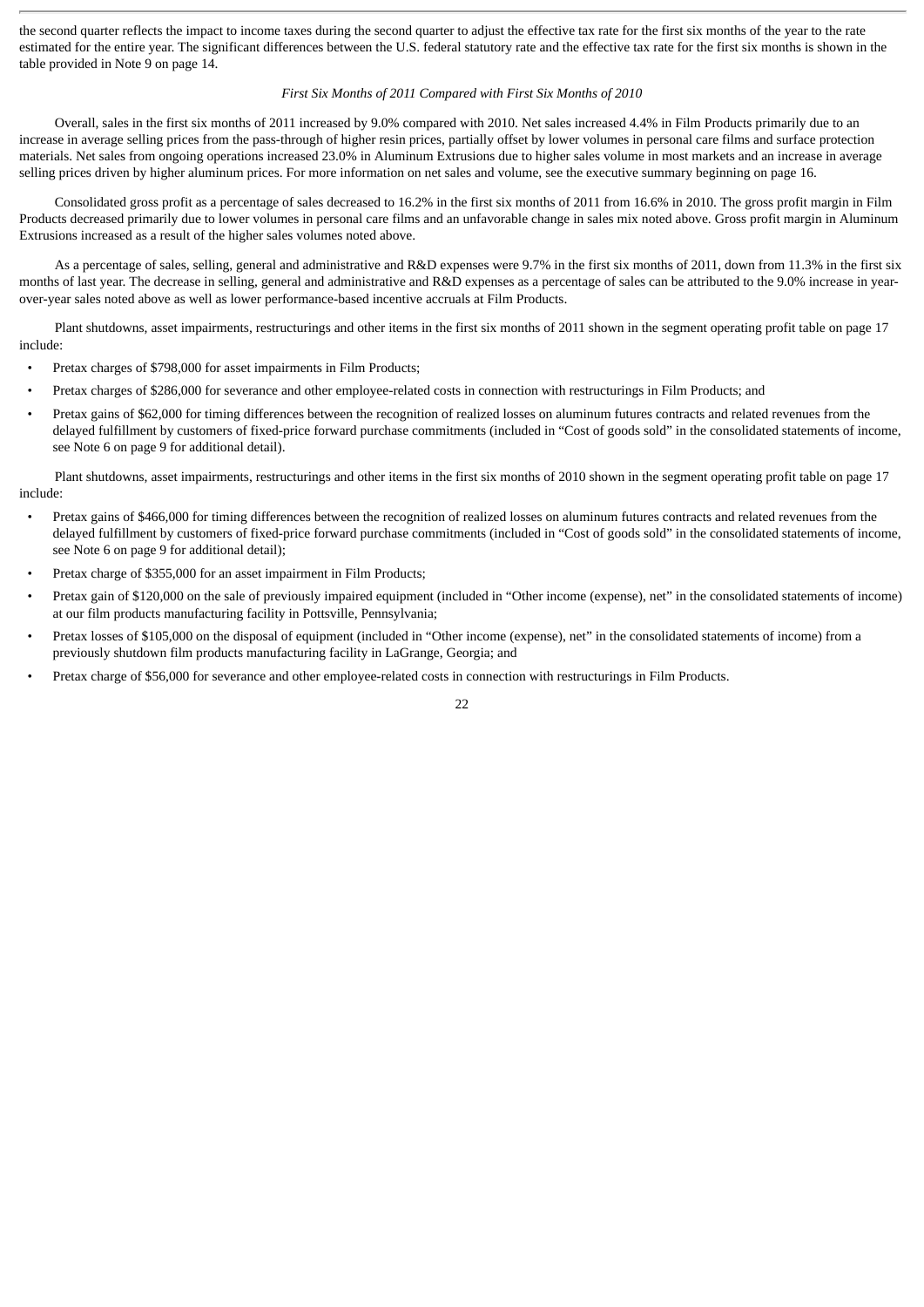the second quarter reflects the impact to income taxes during the second quarter to adjust the effective tax rate for the first six months of the year to the rate estimated for the entire year. The significant differences between the U.S. federal statutory rate and the effective tax rate for the first six months is shown in the table provided in Note 9 on page 14.

*First Six Months of 2011 Compared with First Six Months of 2010*

Overall, sales in the first six months of 2011 increased by 9.0% compared with 2010. Net sales increased 4.4% in Film Products primarily due to an increase in average selling prices from the pass-through of higher resin prices, partially offset by lower volumes in personal care films and surface protection materials. Net sales from ongoing operations increased 23.0% in Aluminum Extrusions due to higher sales volume in most markets and an increase in average selling prices driven by higher aluminum prices. For more information on net sales and volume, see the executive summary beginning on page 16.

Consolidated gross profit as a percentage of sales decreased to 16.2% in the first six months of 2011 from 16.6% in 2010. The gross profit margin in Film Products decreased primarily due to lower volumes in personal care films and an unfavorable change in sales mix noted above. Gross profit margin in Aluminum Extrusions increased as a result of the higher sales volumes noted above.

As a percentage of sales, selling, general and administrative and R&D expenses were 9.7% in the first six months of 2011, down from 11.3% in the first six months of last year. The decrease in selling, general and administrative and R&D expenses as a percentage of sales can be attributed to the 9.0% increase in year-over-year sales noted above as well as lower performance-based incentive accruals at Film Products.

Plant shutdowns, asset impairments, restructurings and other items in the first six months of 2011 shown in the segment operating profit table on page 17 include:

- Pretax charges of $798,000 for asset impairments in Film Products;
- Pretax charges of $286,000 for severance and other employee-related costs in connection with restructurings in Film Products; and
- Pretax gains of $62,000 for timing differences between the recognition of realized losses on aluminum futures contracts and related revenues from the delayed fulfillment by customers of fixed-price forward purchase commitments (included in "Cost of goods sold" in the consolidated statements of income, see Note 6 on page 9 for additional detail).

Plant shutdowns, asset impairments, restructurings and other items in the first six months of 2010 shown in the segment operating profit table on page 17 include:

- Pretax gains of $466,000 for timing differences between the recognition of realized losses on aluminum futures contracts and related revenues from the delayed fulfillment by customers of fixed-price forward purchase commitments (included in "Cost of goods sold" in the consolidated statements of income, see Note 6 on page 9 for additional detail);
- Pretax charge of $355,000 for an asset impairment in Film Products;
- Pretax gain of $120,000 on the sale of previously impaired equipment (included in "Other income (expense), net" in the consolidated statements of income) at our film products manufacturing facility in Pottsville, Pennsylvania;
- Pretax losses of $105,000 on the disposal of equipment (included in "Other income (expense), net" in the consolidated statements of income) from a previously shutdown film products manufacturing facility in LaGrange, Georgia; and
- Pretax charge of $56,000 for severance and other employee-related costs in connection with restructurings in Film Products.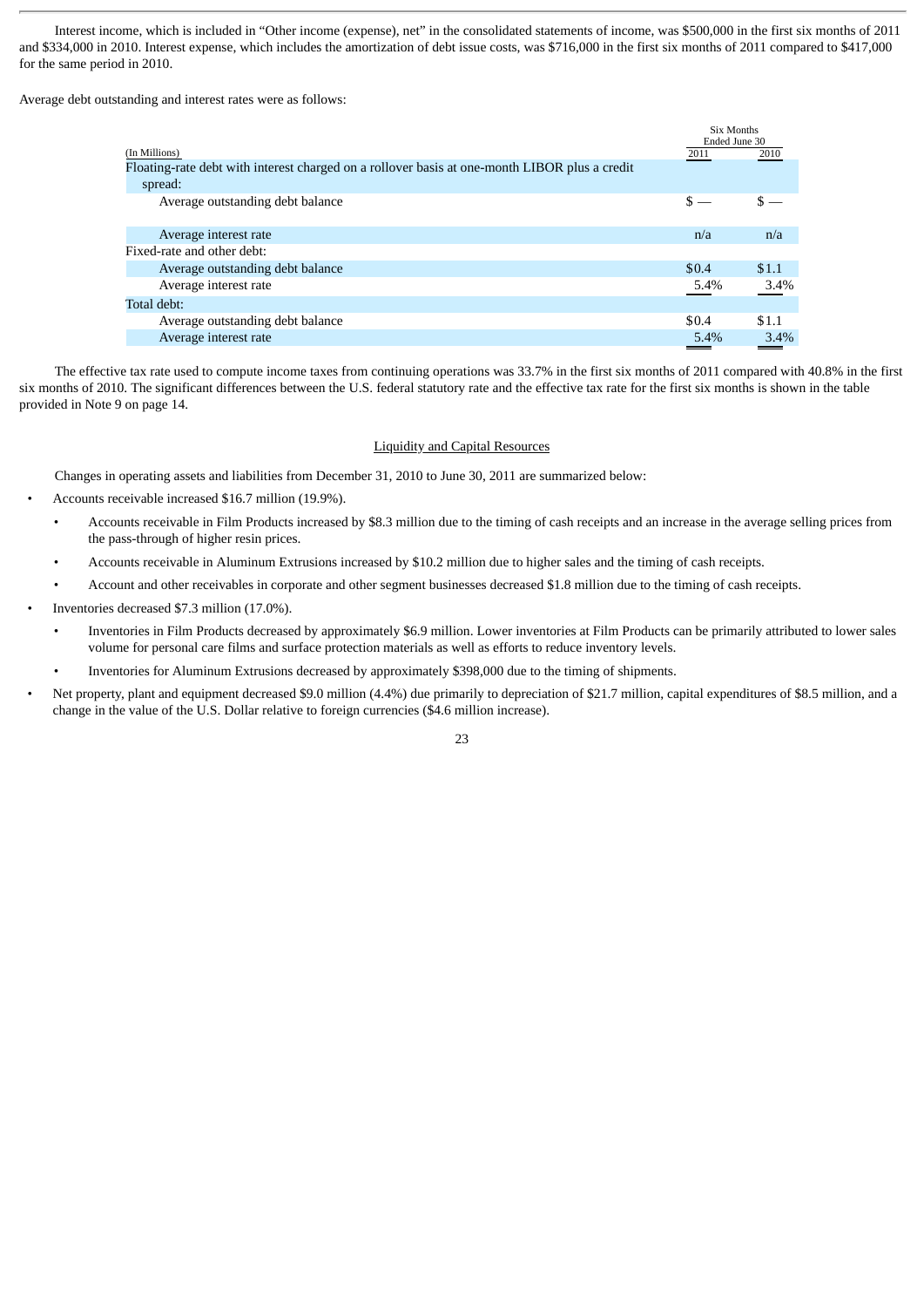Interest income, which is included in "Other income (expense), net" in the consolidated statements of income, was $500,000 in the first six months of 2011 and $334,000 in 2010. Interest expense, which includes the amortization of debt issue costs, was $716,000 in the first six months of 2011 compared to $417,000 for the same period in 2010.

Average debt outstanding and interest rates were as follows:

| (In Millions) | Six Months Ended June 30 2011 | Six Months Ended June 30 2010 |
|---|---|---|
| Floating-rate debt with interest charged on a rollover basis at one-month LIBOR plus a credit spread: | | |
| Average outstanding debt balance | $ — | $ — |
| Average interest rate | n/a | n/a |
| Fixed-rate and other debt: | | |
| Average outstanding debt balance | $0.4 | $1.1 |
| Average interest rate | 5.4% | 3.4% |
| Total debt: | | |
| Average outstanding debt balance | $0.4 | $1.1 |
| Average interest rate | 5.4% | 3.4% |

The effective tax rate used to compute income taxes from continuing operations was 33.7% in the first six months of 2011 compared with 40.8% in the first six months of 2010. The significant differences between the U.S. federal statutory rate and the effective tax rate for the first six months is shown in the table provided in Note 9 on page 14.

## Liquidity and Capital Resources

Changes in operating assets and liabilities from December 31, 2010 to June 30, 2011 are summarized below:

- Accounts receivable increased $16.7 million (19.9%).
  - Accounts receivable in Film Products increased by $8.3 million due to the timing of cash receipts and an increase in the average selling prices from the pass-through of higher resin prices.
  - Accounts receivable in Aluminum Extrusions increased by $10.2 million due to higher sales and the timing of cash receipts.
  - Account and other receivables in corporate and other segment businesses decreased $1.8 million due to the timing of cash receipts.
- Inventories decreased $7.3 million (17.0%).
  - Inventories in Film Products decreased by approximately $6.9 million. Lower inventories at Film Products can be primarily attributed to lower sales volume for personal care films and surface protection materials as well as efforts to reduce inventory levels.
  - Inventories for Aluminum Extrusions decreased by approximately $398,000 due to the timing of shipments.
- Net property, plant and equipment decreased $9.0 million (4.4%) due primarily to depreciation of $21.7 million, capital expenditures of $8.5 million, and a change in the value of the U.S. Dollar relative to foreign currencies ($4.6 million increase).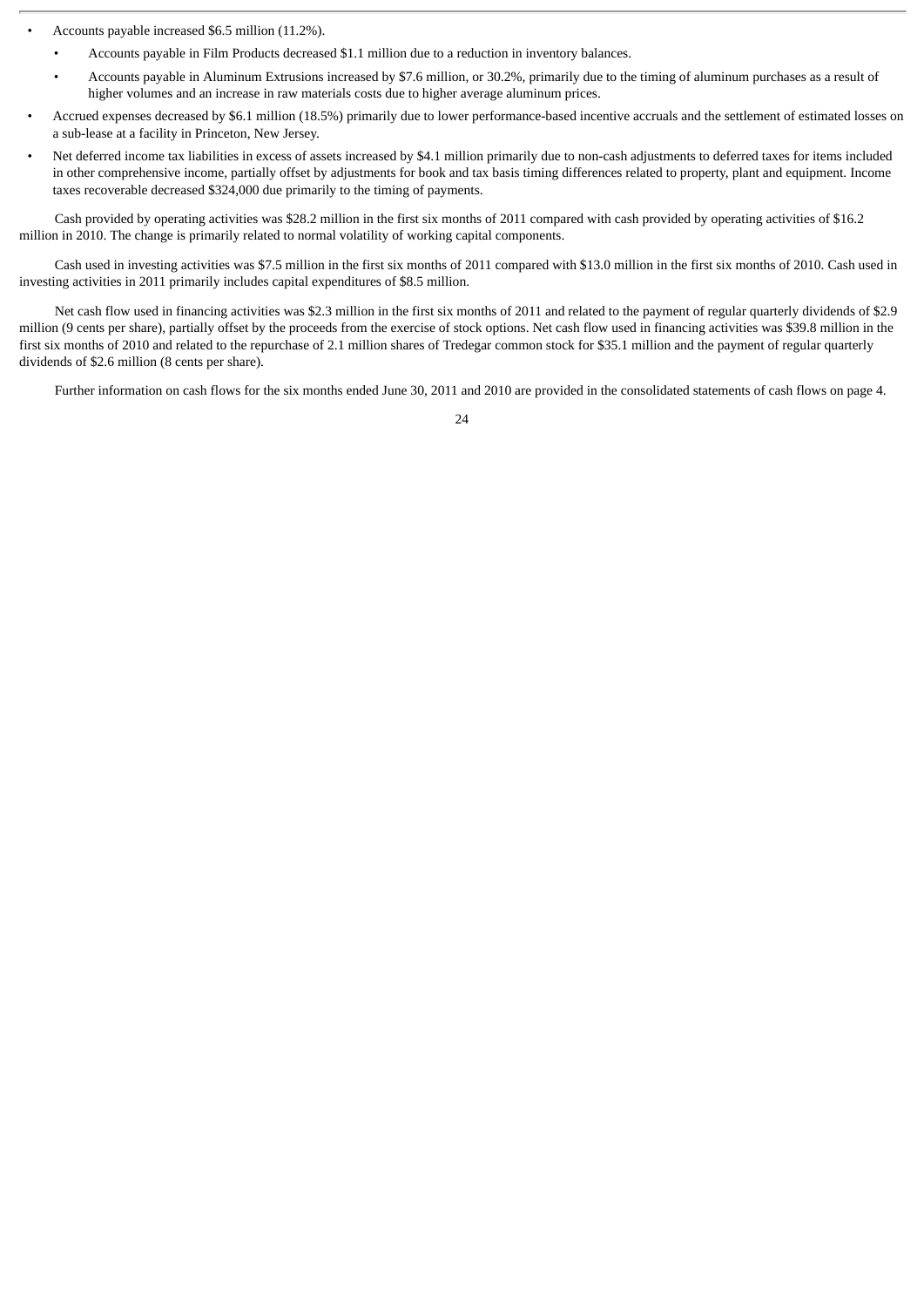- Accounts payable increased $6.5 million (11.2%).
  - Accounts payable in Film Products decreased $1.1 million due to a reduction in inventory balances.
  - Accounts payable in Aluminum Extrusions increased by $7.6 million, or 30.2%, primarily due to the timing of aluminum purchases as a result of higher volumes and an increase in raw materials costs due to higher average aluminum prices.
- Accrued expenses decreased by $6.1 million (18.5%) primarily due to lower performance-based incentive accruals and the settlement of estimated losses on a sub-lease at a facility in Princeton, New Jersey.
- Net deferred income tax liabilities in excess of assets increased by $4.1 million primarily due to non-cash adjustments to deferred taxes for items included in other comprehensive income, partially offset by adjustments for book and tax basis timing differences related to property, plant and equipment. Income taxes recoverable decreased $324,000 due primarily to the timing of payments.

Cash provided by operating activities was $28.2 million in the first six months of 2011 compared with cash provided by operating activities of $16.2 million in 2010. The change is primarily related to normal volatility of working capital components.

Cash used in investing activities was $7.5 million in the first six months of 2011 compared with $13.0 million in the first six months of 2010. Cash used in investing activities in 2011 primarily includes capital expenditures of $8.5 million.

Net cash flow used in financing activities was $2.3 million in the first six months of 2011 and related to the payment of regular quarterly dividends of $2.9 million (9 cents per share), partially offset by the proceeds from the exercise of stock options. Net cash flow used in financing activities was $39.8 million in the first six months of 2010 and related to the repurchase of 2.1 million shares of Tredegar common stock for $35.1 million and the payment of regular quarterly dividends of $2.6 million (8 cents per share).

Further information on cash flows for the six months ended June 30, 2011 and 2010 are provided in the consolidated statements of cash flows on page 4.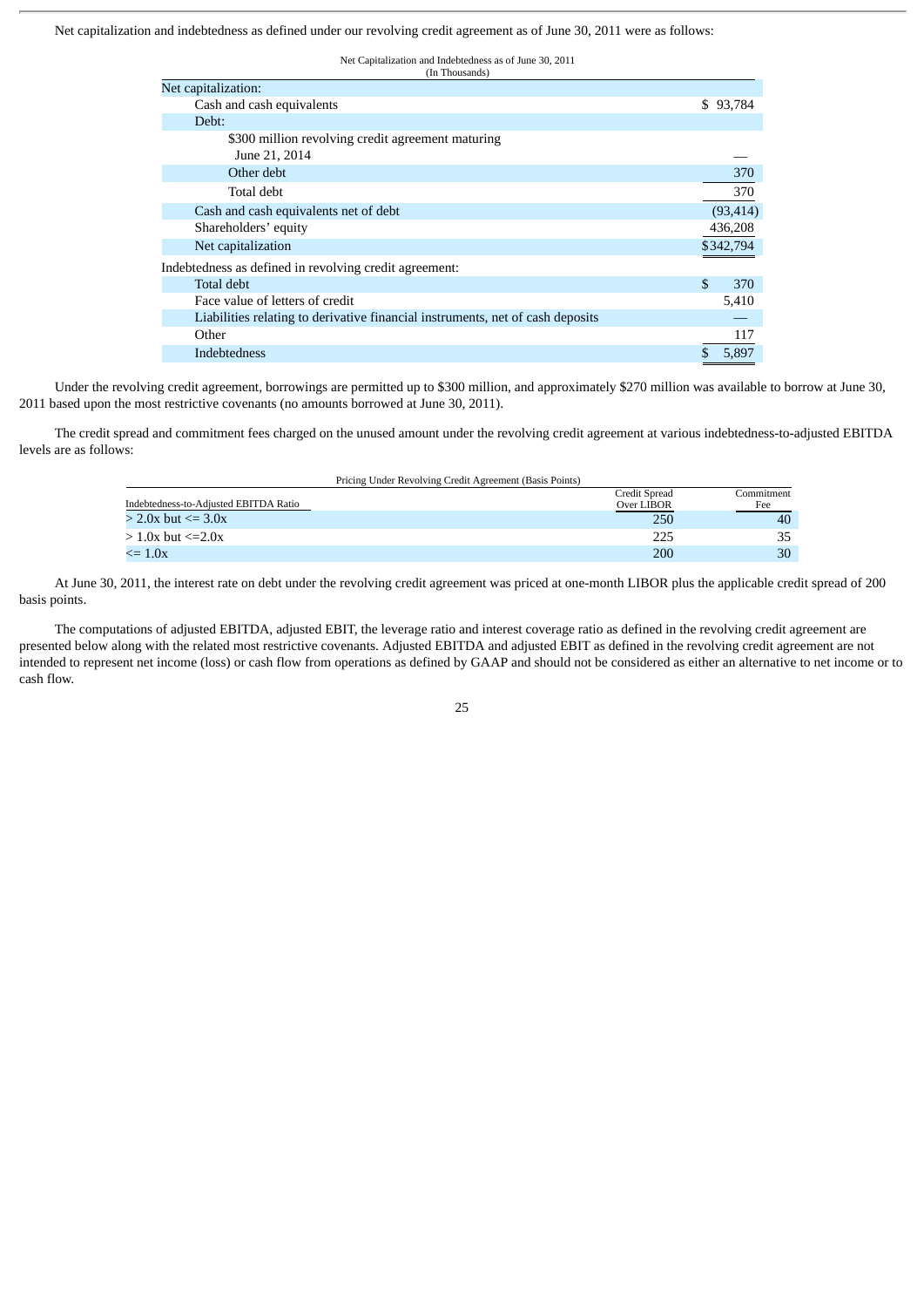Net capitalization and indebtedness as defined under our revolving credit agreement as of June 30, 2011 were as follows:

| Net Capitalization and Indebtedness as of June 30, 2011 (In Thousands) | |
|---|---|
| Net capitalization: | |
| Cash and cash equivalents | $ 93,784 |
| Debt: | |
| $300 million revolving credit agreement maturing June 21, 2014 | — |
| Other debt | 370 |
| Total debt | 370 |
| Cash and cash equivalents net of debt | (93,414) |
| Shareholders' equity | 436,208 |
| Net capitalization | $342,794 |
| Indebtedness as defined in revolving credit agreement: | |
| Total debt | $ 370 |
| Face value of letters of credit | 5,410 |
| Liabilities relating to derivative financial instruments, net of cash deposits | — |
| Other | 117 |
| Indebtedness | $ 5,897 |

Under the revolving credit agreement, borrowings are permitted up to $300 million, and approximately $270 million was available to borrow at June 30, 2011 based upon the most restrictive covenants (no amounts borrowed at June 30, 2011).

The credit spread and commitment fees charged on the unused amount under the revolving credit agreement at various indebtedness-to-adjusted EBITDA levels are as follows:

| Pricing Under Revolving Credit Agreement (Basis Points) | | |
|---|---|---|
| Indebtedness-to-Adjusted EBITDA Ratio | Credit Spread Over LIBOR | Commitment Fee |
| > 2.0x but <= 3.0x | 250 | 40 |
| > 1.0x but <=2.0x | 225 | 35 |
| <= 1.0x | 200 | 30 |

At June 30, 2011, the interest rate on debt under the revolving credit agreement was priced at one-month LIBOR plus the applicable credit spread of 200 basis points.

The computations of adjusted EBITDA, adjusted EBIT, the leverage ratio and interest coverage ratio as defined in the revolving credit agreement are presented below along with the related most restrictive covenants. Adjusted EBITDA and adjusted EBIT as defined in the revolving credit agreement are not intended to represent net income (loss) or cash flow from operations as defined by GAAP and should not be considered as either an alternative to net income or to cash flow.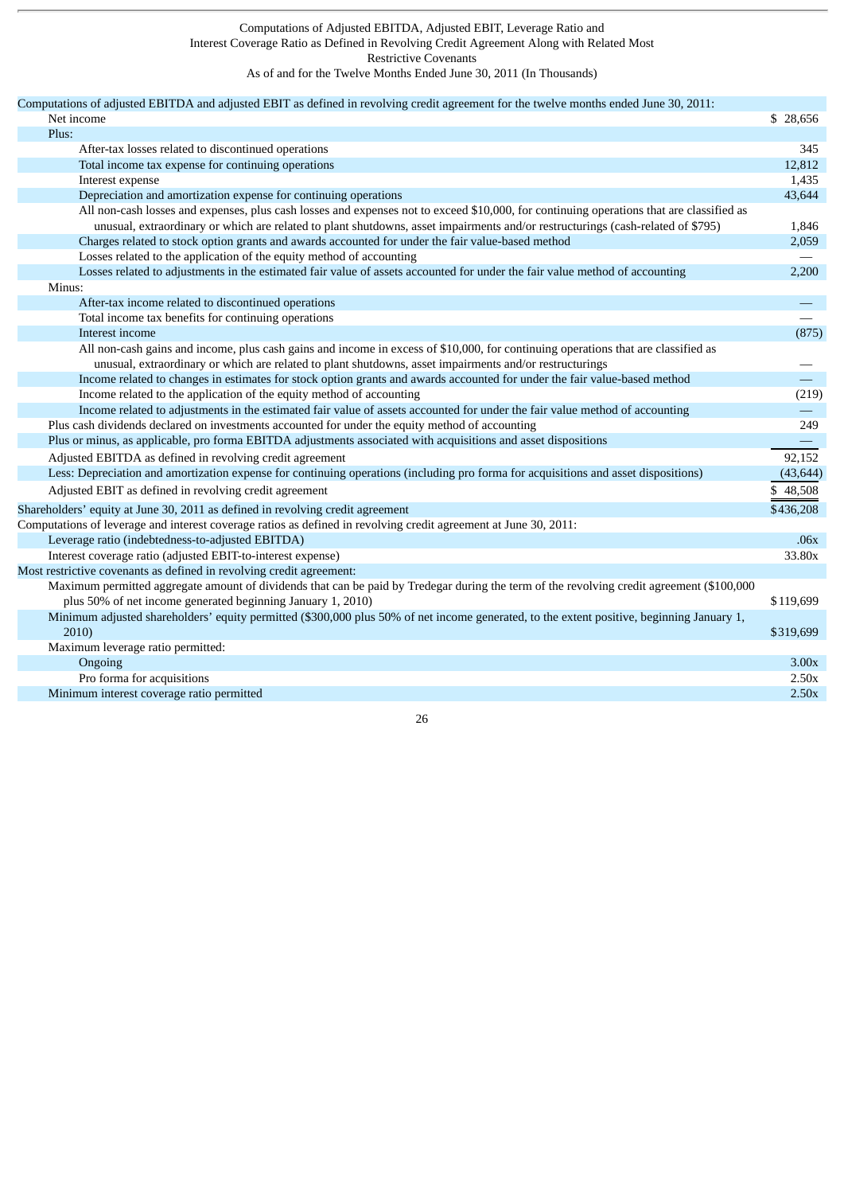Computations of Adjusted EBITDA, Adjusted EBIT, Leverage Ratio and Interest Coverage Ratio as Defined in Revolving Credit Agreement Along with Related Most Restrictive Covenants

As of and for the Twelve Months Ended June 30, 2011 (In Thousands)

| | |
|---|---|
| Computations of adjusted EBITDA and adjusted EBIT as defined in revolving credit agreement for the twelve months ended June 30, 2011: | |
| Net income | $ 28,656 |
| Plus: | |
| After-tax losses related to discontinued operations | 345 |
| Total income tax expense for continuing operations | 12,812 |
| Interest expense | 1,435 |
| Depreciation and amortization expense for continuing operations | 43,644 |
| All non-cash losses and expenses, plus cash losses and expenses not to exceed $10,000, for continuing operations that are classified as unusual, extraordinary or which are related to plant shutdowns, asset impairments and/or restructurings (cash-related of $795) | 1,846 |
| Charges related to stock option grants and awards accounted for under the fair value-based method | 2,059 |
| Losses related to the application of the equity method of accounting | — |
| Losses related to adjustments in the estimated fair value of assets accounted for under the fair value method of accounting | 2,200 |
| Minus: | |
| After-tax income related to discontinued operations | — |
| Total income tax benefits for continuing operations | — |
| Interest income | (875) |
| All non-cash gains and income, plus cash gains and income in excess of $10,000, for continuing operations that are classified as unusual, extraordinary or which are related to plant shutdowns, asset impairments and/or restructurings | — |
| Income related to changes in estimates for stock option grants and awards accounted for under the fair value-based method | — |
| Income related to the application of the equity method of accounting | (219) |
| Income related to adjustments in the estimated fair value of assets accounted for under the fair value method of accounting | — |
| Plus cash dividends declared on investments accounted for under the equity method of accounting | 249 |
| Plus or minus, as applicable, pro forma EBITDA adjustments associated with acquisitions and asset dispositions | — |
| Adjusted EBITDA as defined in revolving credit agreement | 92,152 |
| Less: Depreciation and amortization expense for continuing operations (including pro forma for acquisitions and asset dispositions) | (43,644) |
| Adjusted EBIT as defined in revolving credit agreement | $ 48,508 |
| Shareholders' equity at June 30, 2011 as defined in revolving credit agreement | $436,208 |
| Computations of leverage and interest coverage ratios as defined in revolving credit agreement at June 30, 2011: | |
| Leverage ratio (indebtedness-to-adjusted EBITDA) | .06x |
| Interest coverage ratio (adjusted EBIT-to-interest expense) | 33.80x |
| Most restrictive covenants as defined in revolving credit agreement: | |
| Maximum permitted aggregate amount of dividends that can be paid by Tredegar during the term of the revolving credit agreement ($100,000 plus 50% of net income generated beginning January 1, 2010) | $119,699 |
| Minimum adjusted shareholders' equity permitted ($300,000 plus 50% of net income generated, to the extent positive, beginning January 1, 2010) | $319,699 |
| Maximum leverage ratio permitted: | |
| Ongoing | 3.00x |
| Pro forma for acquisitions | 2.50x |
| Minimum interest coverage ratio permitted | 2.50x |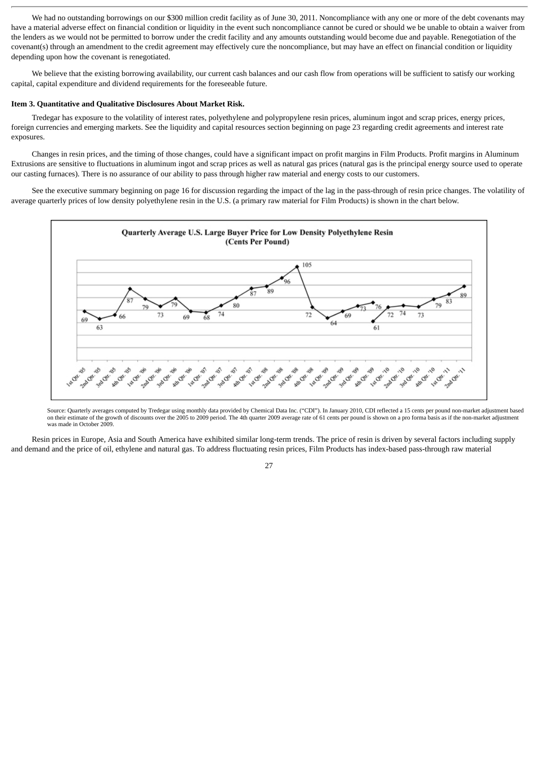We had no outstanding borrowings on our $300 million credit facility as of June 30, 2011. Noncompliance with any one or more of the debt covenants may have a material adverse effect on financial condition or liquidity in the event such noncompliance cannot be cured or should we be unable to obtain a waiver from the lenders as we would not be permitted to borrow under the credit facility and any amounts outstanding would become due and payable. Renegotiation of the covenant(s) through an amendment to the credit agreement may effectively cure the noncompliance, but may have an effect on financial condition or liquidity depending upon how the covenant is renegotiated.

We believe that the existing borrowing availability, our current cash balances and our cash flow from operations will be sufficient to satisfy our working capital, capital expenditure and dividend requirements for the foreseeable future.

**Item 3. Quantitative and Qualitative Disclosures About Market Risk.**

Tredegar has exposure to the volatility of interest rates, polyethylene and polypropylene resin prices, aluminum ingot and scrap prices, energy prices, foreign currencies and emerging markets. See the liquidity and capital resources section beginning on page 23 regarding credit agreements and interest rate exposures.

Changes in resin prices, and the timing of those changes, could have a significant impact on profit margins in Film Products. Profit margins in Aluminum Extrusions are sensitive to fluctuations in aluminum ingot and scrap prices as well as natural gas prices (natural gas is the principal energy source used to operate our casting furnaces). There is no assurance of our ability to pass through higher raw material and energy costs to our customers.

See the executive summary beginning on page 16 for discussion regarding the impact of the lag in the pass-through of resin price changes. The volatility of average quarterly prices of low density polyethylene resin in the U.S. (a primary raw material for Film Products) is shown in the chart below.

**Quarterly Average U.S. Large Buyer Price for Low Density Polyethylene Resin (Cents Per Pound)**

| Quarter | Price |
|---|---|
| 1st Qtr. '05 | 69 |
| 2nd Qtr. '05 | 63 |
| 3rd Qtr. '05 | 66 |
| 4th Qtr. '05 | 87 |
| 1st Qtr. '06 | 79 |
| 2nd Qtr. '06 | 73 |
| 3rd Qtr. '06 | 79 |
| 4th Qtr. '06 | 69 |
| 1st Qtr. '07 | 68 |
| 2nd Qtr. '07 | 74 |
| 3rd Qtr. '07 | 80 |
| 4th Qtr. '07 | 87 |
| 1st Qtr. '08 | 89 |
| 2nd Qtr. '08 | 96 |
| 3rd Qtr. '08 | 105 |
| 4th Qtr. '08 | 72 |
| 1st Qtr. '09 | 64 |
| 2nd Qtr. '09 | 69 |
| 3rd Qtr. '09 | 73 |
| 4th Qtr. '09 | 76 / 61 |
| 1st Qtr. '10 | 72 |
| 2nd Qtr. '10 | 74 |
| 3rd Qtr. '10 | 73 |
| 4th Qtr. '10 | 79 |
| 1st Qtr. '11 | 83 |
| 2nd Qtr. '11 | 89 |

Source: Quarterly averages computed by Tredegar using monthly data provided by Chemical Data Inc. ("CDI"). In January 2010, CDI reflected a 15 cents per pound non-market adjustment based on their estimate of the growth of discounts over the 2005 to 2009 period. The 4th quarter 2009 average rate of 61 cents per pound is shown on a pro forma basis as if the non-market adjustment was made in October 2009.

Resin prices in Europe, Asia and South America have exhibited similar long-term trends. The price of resin is driven by several factors including supply and demand and the price of oil, ethylene and natural gas. To address fluctuating resin prices, Film Products has index-based pass-through raw material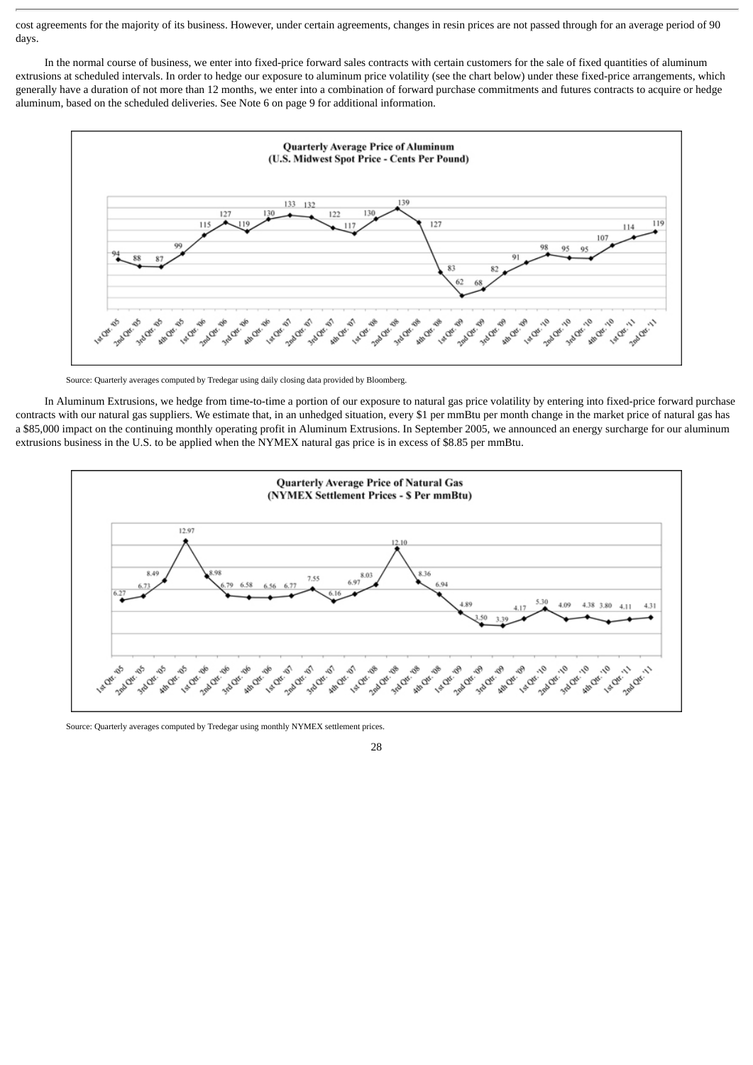cost agreements for the majority of its business. However, under certain agreements, changes in resin prices are not passed through for an average period of 90 days.

In the normal course of business, we enter into fixed-price forward sales contracts with certain customers for the sale of fixed quantities of aluminum extrusions at scheduled intervals. In order to hedge our exposure to aluminum price volatility (see the chart below) under these fixed-price arrangements, which generally have a duration of not more than 12 months, we enter into a combination of forward purchase commitments and futures contracts to acquire or hedge aluminum, based on the scheduled deliveries. See Note 6 on page 9 for additional information.

**Quarterly Average Price of Aluminum (U.S. Midwest Spot Price - Cents Per Pound)**

| Quarter | Price |
|---|---|
| 1st Qtr. '05 | 94 |
| 2nd Qtr. '05 | 88 |
| 3rd Qtr. '05 | 87 |
| 4th Qtr. '05 | 99 |
| 1st Qtr. '06 | 115 |
| 2nd Qtr. '06 | 127 |
| 3rd Qtr. '06 | 119 |
| 4th Qtr. '06 | 130 |
| 1st Qtr. '07 | 133 |
| 2nd Qtr. '07 | 132 |
| 3rd Qtr. '07 | 122 |
| 4th Qtr. '07 | 117 |
| 1st Qtr. '08 | 130 |
| 2nd Qtr. '08 | 139 |
| 3rd Qtr. '08 | 127 |
| 4th Qtr. '08 | 83 |
| 1st Qtr. '09 | 62 |
| 2nd Qtr. '09 | 68 |
| 3rd Qtr. '09 | 82 |
| 4th Qtr. '09 | 91 |
| 1st Qtr. '10 | 98 |
| 2nd Qtr. '10 | 95 |
| 3rd Qtr. '10 | 95 |
| 4th Qtr. '10 | 107 |
| 1st Qtr. '11 | 114 |
| 2nd Qtr. '11 | 119 |

Source: Quarterly averages computed by Tredegar using daily closing data provided by Bloomberg.

In Aluminum Extrusions, we hedge from time-to-time a portion of our exposure to natural gas price volatility by entering into fixed-price forward purchase contracts with our natural gas suppliers. We estimate that, in an unhedged situation, every $1 per mmBtu per month change in the market price of natural gas has a $85,000 impact on the continuing monthly operating profit in Aluminum Extrusions. In September 2005, we announced an energy surcharge for our aluminum extrusions business in the U.S. to be applied when the NYMEX natural gas price is in excess of $8.85 per mmBtu.

**Quarterly Average Price of Natural Gas (NYMEX Settlement Prices - $ Per mmBtu)**

| Quarter | Price |
|---|---|
| 1st Qtr. '05 | 6.27 |
| 2nd Qtr. '05 | 6.73 |
| 3rd Qtr. '05 | 8.49 |
| 4th Qtr. '05 | 12.97 |
| 1st Qtr. '06 | 8.98 |
| 2nd Qtr. '06 | 6.79 |
| 3rd Qtr. '06 | 6.58 |
| 4th Qtr. '06 | 6.56 |
| 1st Qtr. '07 | 6.77 |
| 2nd Qtr. '07 | 7.55 |
| 3rd Qtr. '07 | 6.16 |
| 4th Qtr. '07 | 6.97 |
| 1st Qtr. '08 | 8.03 |
| 2nd Qtr. '08 | 12.10 |
| 3rd Qtr. '08 | 8.36 |
| 4th Qtr. '08 | 6.94 |
| 1st Qtr. '09 | 4.89 |
| 2nd Qtr. '09 | 3.50 |
| 3rd Qtr. '09 | 3.39 |
| 4th Qtr. '09 | 4.17 |
| 1st Qtr. '10 | 5.30 |
| 2nd Qtr. '10 | 4.09 |
| 3rd Qtr. '10 | 4.38 |
| 4th Qtr. '10 | 3.80 |
| 1st Qtr. '11 | 4.11 |
| 2nd Qtr. '11 | 4.31 |

Source: Quarterly averages computed by Tredegar using monthly NYMEX settlement prices.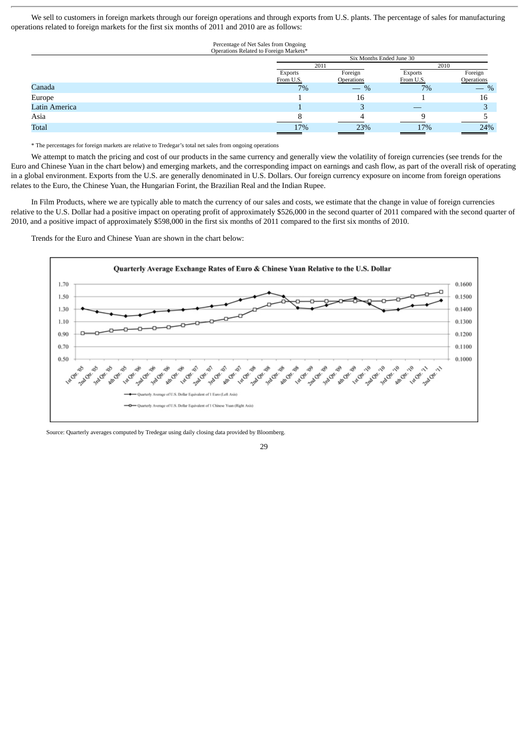We sell to customers in foreign markets through our foreign operations and through exports from U.S. plants. The percentage of sales for manufacturing operations related to foreign markets for the first six months of 2011 and 2010 are as follows:

| Percentage of Net Sales from Ongoing Operations Related to Foreign Markets* | Six Months Ended June 30 | | | |
|---|---|---|---|---|
| | 2011 | | 2010 | |
| | Exports From U.S. | Foreign Operations | Exports From U.S. | Foreign Operations |
| Canada | 7% | — % | 7% | — % |
| Europe | 1 | 16 | 1 | 16 |
| Latin America | 1 | 3 | — | 3 |
| Asia | 8 | 4 | 9 | 5 |
| Total | 17% | 23% | 17% | 24% |

\* The percentages for foreign markets are relative to Tredegar's total net sales from ongoing operations

We attempt to match the pricing and cost of our products in the same currency and generally view the volatility of foreign currencies (see trends for the Euro and Chinese Yuan in the chart below) and emerging markets, and the corresponding impact on earnings and cash flow, as part of the overall risk of operating in a global environment. Exports from the U.S. are generally denominated in U.S. Dollars. Our foreign currency exposure on income from foreign operations relates to the Euro, the Chinese Yuan, the Hungarian Forint, the Brazilian Real and the Indian Rupee.

In Film Products, where we are typically able to match the currency of our sales and costs, we estimate that the change in value of foreign currencies relative to the U.S. Dollar had a positive impact on operating profit of approximately $526,000 in the second quarter of 2011 compared with the second quarter of 2010, and a positive impact of approximately $598,000 in the first six months of 2011 compared to the first six months of 2010.

Trends for the Euro and Chinese Yuan are shown in the chart below:

**Quarterly Average Exchange Rates of Euro & Chinese Yuan Relative to the U.S. Dollar**

- Quarterly Average of U.S. Dollar Equivalent of 1 Euro (Left Axis)
- Quarterly Average of U.S. Dollar Equivalent of 1 Chinese Yuan (Right Axis)

Source: Quarterly averages computed by Tredegar using daily closing data provided by Bloomberg.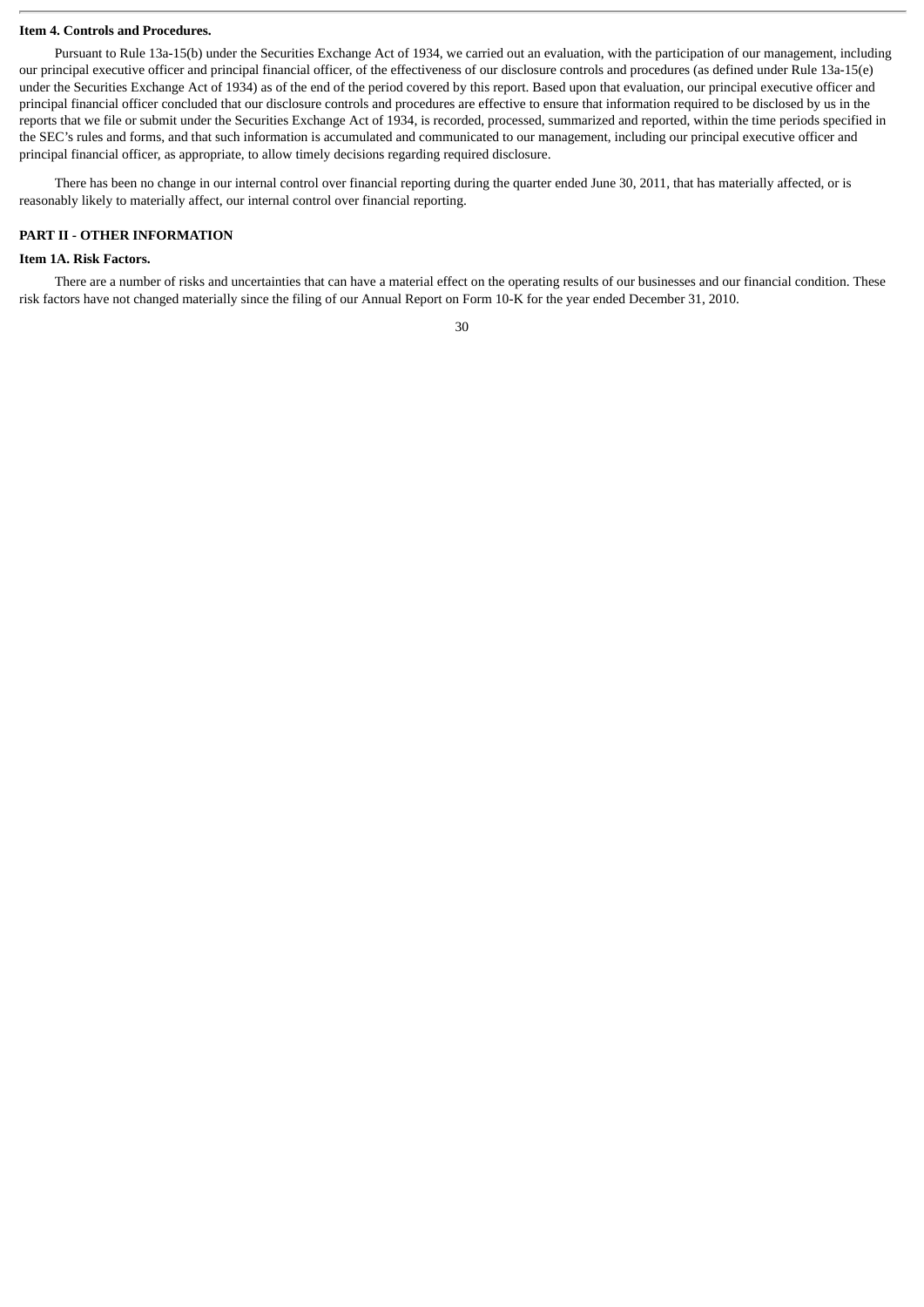**Item 4. Controls and Procedures.**

Pursuant to Rule 13a-15(b) under the Securities Exchange Act of 1934, we carried out an evaluation, with the participation of our management, including our principal executive officer and principal financial officer, of the effectiveness of our disclosure controls and procedures (as defined under Rule 13a-15(e) under the Securities Exchange Act of 1934) as of the end of the period covered by this report. Based upon that evaluation, our principal executive officer and principal financial officer concluded that our disclosure controls and procedures are effective to ensure that information required to be disclosed by us in the reports that we file or submit under the Securities Exchange Act of 1934, is recorded, processed, summarized and reported, within the time periods specified in the SEC's rules and forms, and that such information is accumulated and communicated to our management, including our principal executive officer and principal financial officer, as appropriate, to allow timely decisions regarding required disclosure.

There has been no change in our internal control over financial reporting during the quarter ended June 30, 2011, that has materially affected, or is reasonably likely to materially affect, our internal control over financial reporting.

**PART II - OTHER INFORMATION**

**Item 1A. Risk Factors.**

There are a number of risks and uncertainties that can have a material effect on the operating results of our businesses and our financial condition. These risk factors have not changed materially since the filing of our Annual Report on Form 10-K for the year ended December 31, 2010.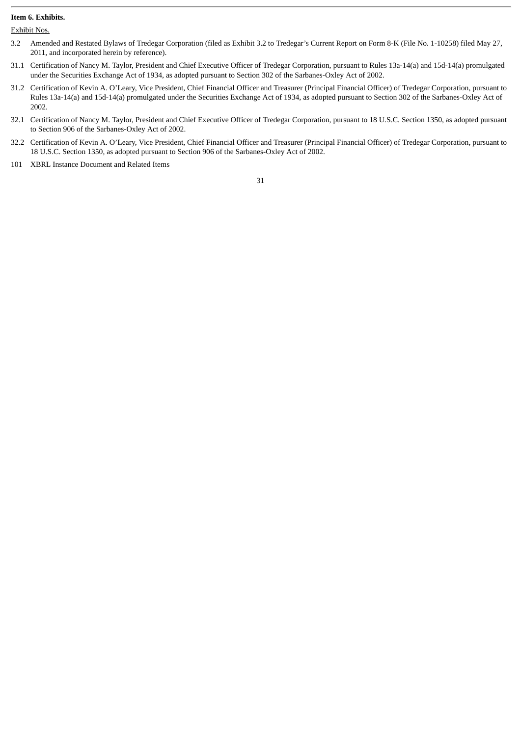**Item 6. Exhibits.**

Exhibit Nos.

3.2 Amended and Restated Bylaws of Tredegar Corporation (filed as Exhibit 3.2 to Tredegar's Current Report on Form 8-K (File No. 1-10258) filed May 27, 2011, and incorporated herein by reference).

31.1 Certification of Nancy M. Taylor, President and Chief Executive Officer of Tredegar Corporation, pursuant to Rules 13a-14(a) and 15d-14(a) promulgated under the Securities Exchange Act of 1934, as adopted pursuant to Section 302 of the Sarbanes-Oxley Act of 2002.

31.2 Certification of Kevin A. O'Leary, Vice President, Chief Financial Officer and Treasurer (Principal Financial Officer) of Tredegar Corporation, pursuant to Rules 13a-14(a) and 15d-14(a) promulgated under the Securities Exchange Act of 1934, as adopted pursuant to Section 302 of the Sarbanes-Oxley Act of 2002.

32.1 Certification of Nancy M. Taylor, President and Chief Executive Officer of Tredegar Corporation, pursuant to 18 U.S.C. Section 1350, as adopted pursuant to Section 906 of the Sarbanes-Oxley Act of 2002.

32.2 Certification of Kevin A. O'Leary, Vice President, Chief Financial Officer and Treasurer (Principal Financial Officer) of Tredegar Corporation, pursuant to 18 U.S.C. Section 1350, as adopted pursuant to Section 906 of the Sarbanes-Oxley Act of 2002.

101 XBRL Instance Document and Related Items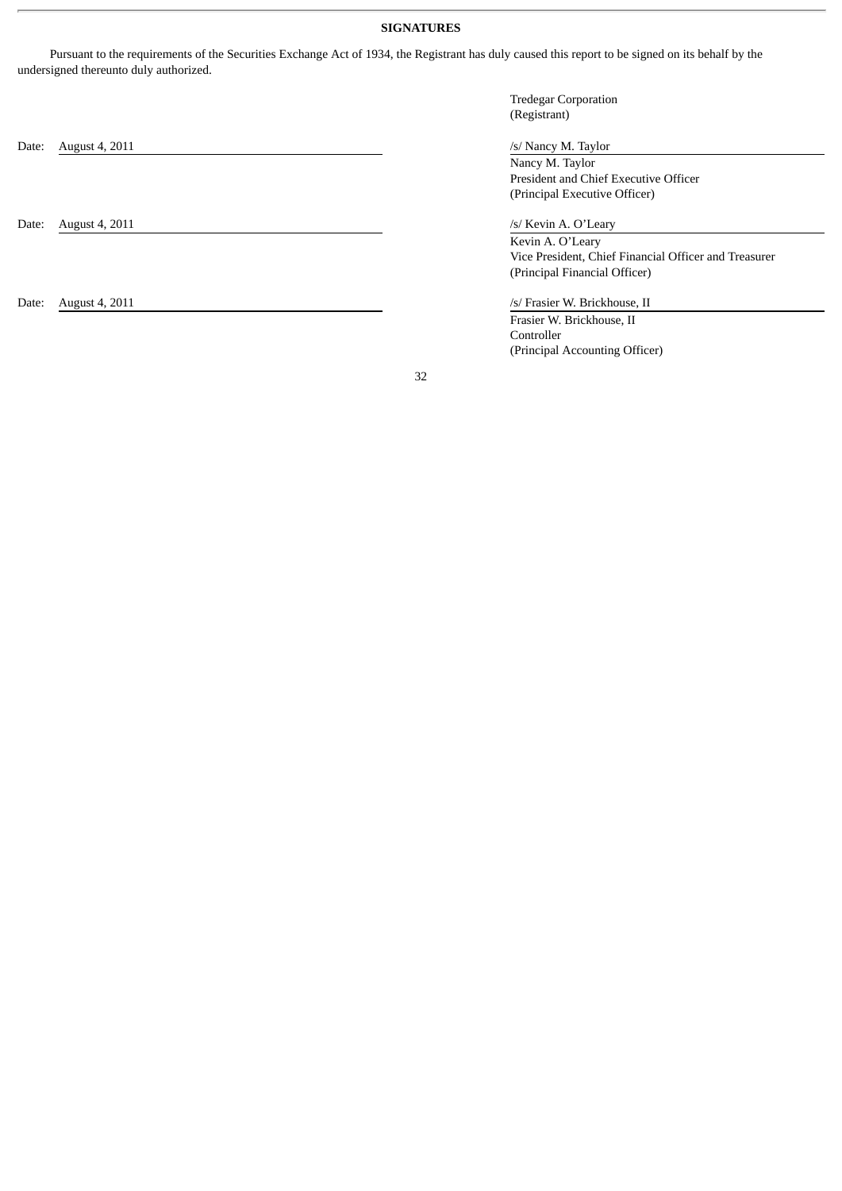**SIGNATURES**

Pursuant to the requirements of the Securities Exchange Act of 1934, the Registrant has duly caused this report to be signed on its behalf by the undersigned thereunto duly authorized.

Tredegar Corporation
(Registrant)

| | |
|---|---|
| Date: August 4, 2011 | /s/ Nancy M. Taylor<br>Nancy M. Taylor<br>President and Chief Executive Officer<br>(Principal Executive Officer) |
| Date: August 4, 2011 | /s/ Kevin A. O'Leary<br>Kevin A. O'Leary<br>Vice President, Chief Financial Officer and Treasurer<br>(Principal Financial Officer) |
| Date: August 4, 2011 | /s/ Frasier W. Brickhouse, II<br>Frasier W. Brickhouse, II<br>Controller<br>(Principal Accounting Officer) |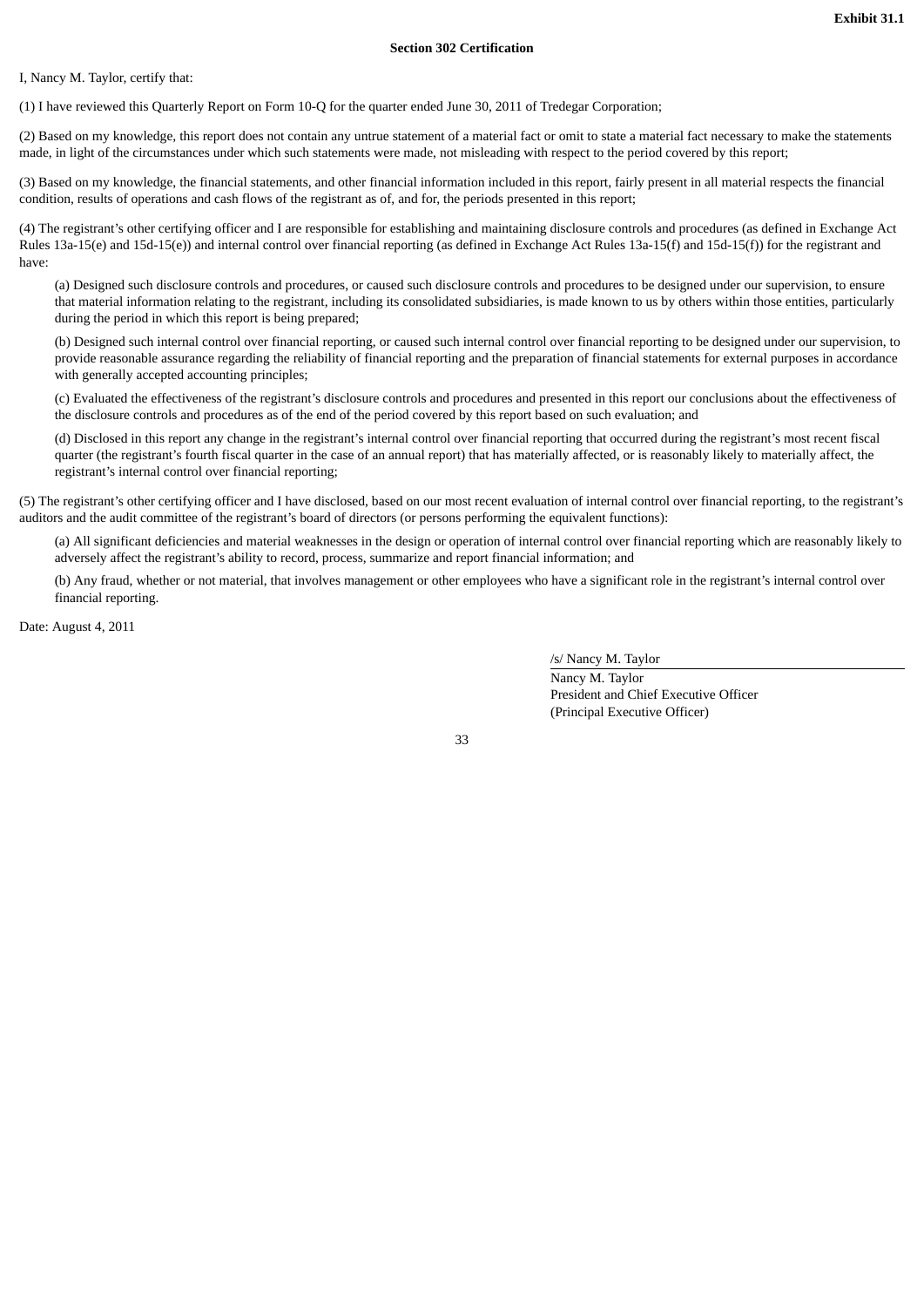**Exhibit 31.1**

**Section 302 Certification**

I, Nancy M. Taylor, certify that:

(1) I have reviewed this Quarterly Report on Form 10-Q for the quarter ended June 30, 2011 of Tredegar Corporation;

(2) Based on my knowledge, this report does not contain any untrue statement of a material fact or omit to state a material fact necessary to make the statements made, in light of the circumstances under which such statements were made, not misleading with respect to the period covered by this report;

(3) Based on my knowledge, the financial statements, and other financial information included in this report, fairly present in all material respects the financial condition, results of operations and cash flows of the registrant as of, and for, the periods presented in this report;

(4) The registrant's other certifying officer and I are responsible for establishing and maintaining disclosure controls and procedures (as defined in Exchange Act Rules 13a-15(e) and 15d-15(e)) and internal control over financial reporting (as defined in Exchange Act Rules 13a-15(f) and 15d-15(f)) for the registrant and have:

(a) Designed such disclosure controls and procedures, or caused such disclosure controls and procedures to be designed under our supervision, to ensure that material information relating to the registrant, including its consolidated subsidiaries, is made known to us by others within those entities, particularly during the period in which this report is being prepared;

(b) Designed such internal control over financial reporting, or caused such internal control over financial reporting to be designed under our supervision, to provide reasonable assurance regarding the reliability of financial reporting and the preparation of financial statements for external purposes in accordance with generally accepted accounting principles;

(c) Evaluated the effectiveness of the registrant's disclosure controls and procedures and presented in this report our conclusions about the effectiveness of the disclosure controls and procedures as of the end of the period covered by this report based on such evaluation; and

(d) Disclosed in this report any change in the registrant's internal control over financial reporting that occurred during the registrant's most recent fiscal quarter (the registrant's fourth fiscal quarter in the case of an annual report) that has materially affected, or is reasonably likely to materially affect, the registrant's internal control over financial reporting;

(5) The registrant's other certifying officer and I have disclosed, based on our most recent evaluation of internal control over financial reporting, to the registrant's auditors and the audit committee of the registrant's board of directors (or persons performing the equivalent functions):

(a) All significant deficiencies and material weaknesses in the design or operation of internal control over financial reporting which are reasonably likely to adversely affect the registrant's ability to record, process, summarize and report financial information; and

(b) Any fraud, whether or not material, that involves management or other employees who have a significant role in the registrant's internal control over financial reporting.

Date: August 4, 2011

/s/ Nancy M. Taylor

Nancy M. Taylor
President and Chief Executive Officer
(Principal Executive Officer)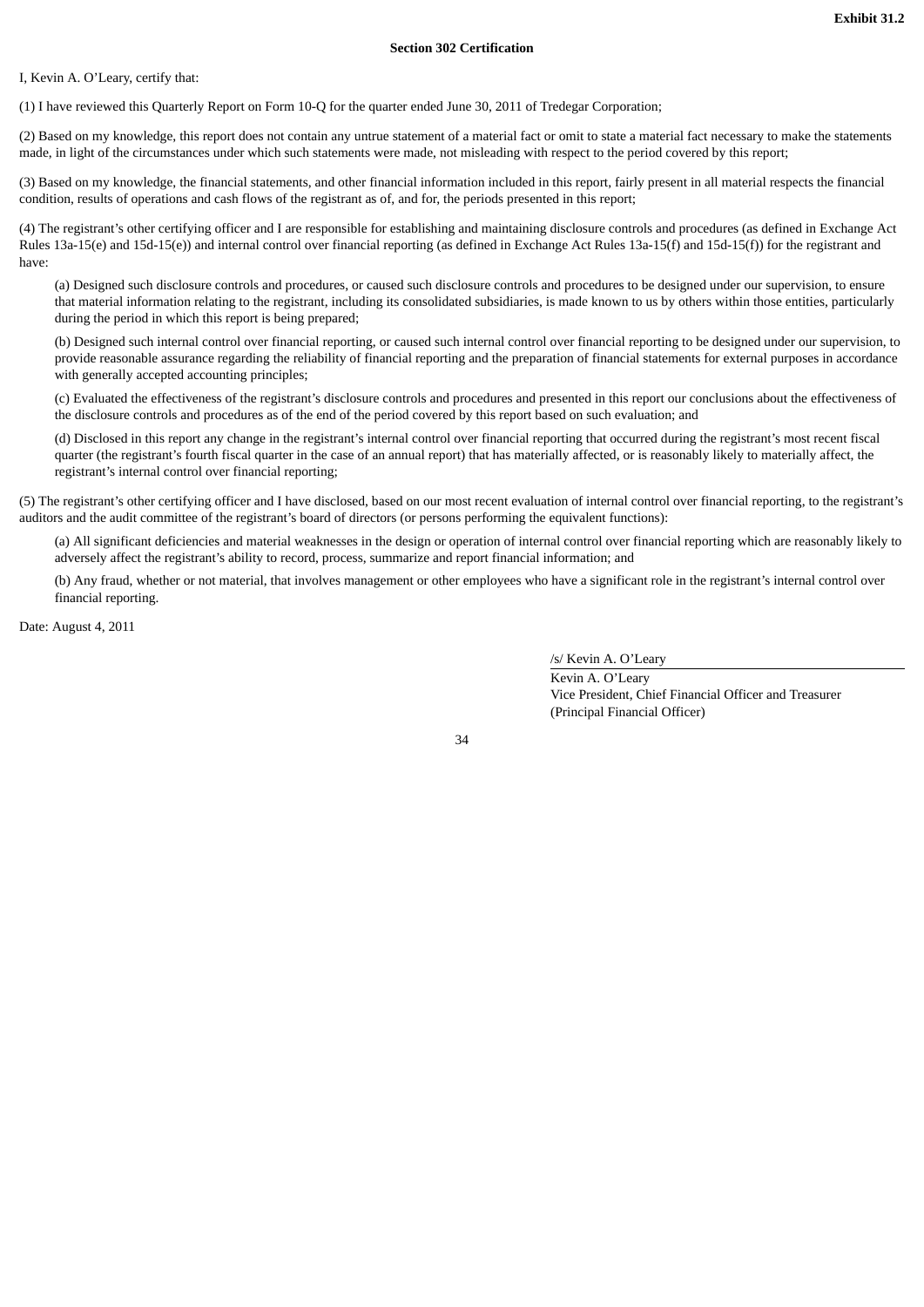**Exhibit 31.2**

**Section 302 Certification**

I, Kevin A. O'Leary, certify that:

(1) I have reviewed this Quarterly Report on Form 10-Q for the quarter ended June 30, 2011 of Tredegar Corporation;

(2) Based on my knowledge, this report does not contain any untrue statement of a material fact or omit to state a material fact necessary to make the statements made, in light of the circumstances under which such statements were made, not misleading with respect to the period covered by this report;

(3) Based on my knowledge, the financial statements, and other financial information included in this report, fairly present in all material respects the financial condition, results of operations and cash flows of the registrant as of, and for, the periods presented in this report;

(4) The registrant's other certifying officer and I are responsible for establishing and maintaining disclosure controls and procedures (as defined in Exchange Act Rules 13a-15(e) and 15d-15(e)) and internal control over financial reporting (as defined in Exchange Act Rules 13a-15(f) and 15d-15(f)) for the registrant and have:

(a) Designed such disclosure controls and procedures, or caused such disclosure controls and procedures to be designed under our supervision, to ensure that material information relating to the registrant, including its consolidated subsidiaries, is made known to us by others within those entities, particularly during the period in which this report is being prepared;

(b) Designed such internal control over financial reporting, or caused such internal control over financial reporting to be designed under our supervision, to provide reasonable assurance regarding the reliability of financial reporting and the preparation of financial statements for external purposes in accordance with generally accepted accounting principles;

(c) Evaluated the effectiveness of the registrant's disclosure controls and procedures and presented in this report our conclusions about the effectiveness of the disclosure controls and procedures as of the end of the period covered by this report based on such evaluation; and

(d) Disclosed in this report any change in the registrant's internal control over financial reporting that occurred during the registrant's most recent fiscal quarter (the registrant's fourth fiscal quarter in the case of an annual report) that has materially affected, or is reasonably likely to materially affect, the registrant's internal control over financial reporting;

(5) The registrant's other certifying officer and I have disclosed, based on our most recent evaluation of internal control over financial reporting, to the registrant's auditors and the audit committee of the registrant's board of directors (or persons performing the equivalent functions):

(a) All significant deficiencies and material weaknesses in the design or operation of internal control over financial reporting which are reasonably likely to adversely affect the registrant's ability to record, process, summarize and report financial information; and

(b) Any fraud, whether or not material, that involves management or other employees who have a significant role in the registrant's internal control over financial reporting.

Date: August 4, 2011

/s/ Kevin A. O'Leary

Kevin A. O'Leary
Vice President, Chief Financial Officer and Treasurer
(Principal Financial Officer)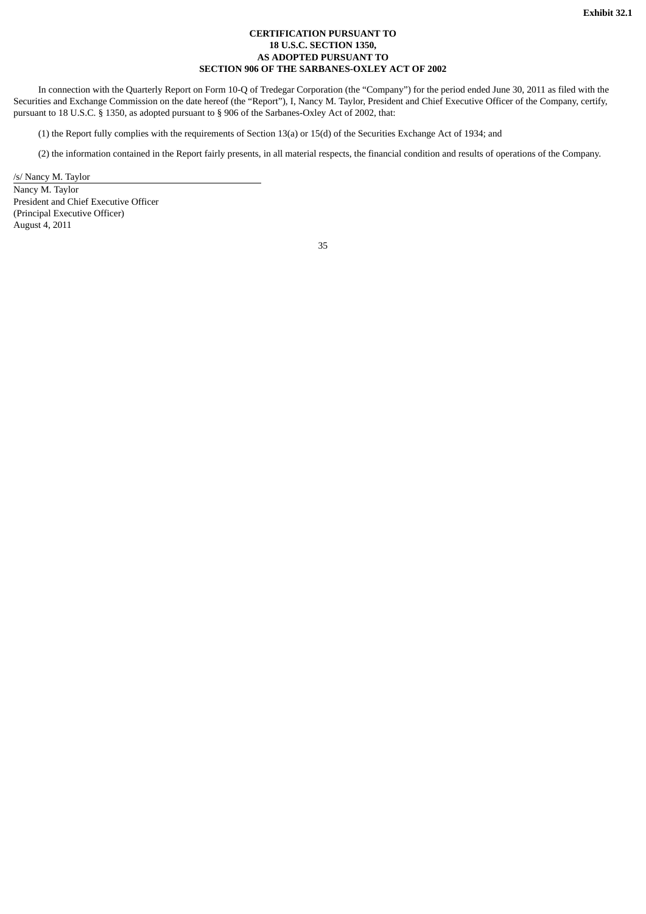**Exhibit 32.1**

**CERTIFICATION PURSUANT TO**
**18 U.S.C. SECTION 1350,**
**AS ADOPTED PURSUANT TO**
**SECTION 906 OF THE SARBANES-OXLEY ACT OF 2002**

In connection with the Quarterly Report on Form 10-Q of Tredegar Corporation (the "Company") for the period ended June 30, 2011 as filed with the Securities and Exchange Commission on the date hereof (the "Report"), I, Nancy M. Taylor, President and Chief Executive Officer of the Company, certify, pursuant to 18 U.S.C. § 1350, as adopted pursuant to § 906 of the Sarbanes-Oxley Act of 2002, that:

(1) the Report fully complies with the requirements of Section 13(a) or 15(d) of the Securities Exchange Act of 1934; and

(2) the information contained in the Report fairly presents, in all material respects, the financial condition and results of operations of the Company.

/s/ Nancy M. Taylor

Nancy M. Taylor
President and Chief Executive Officer
(Principal Executive Officer)
August 4, 2011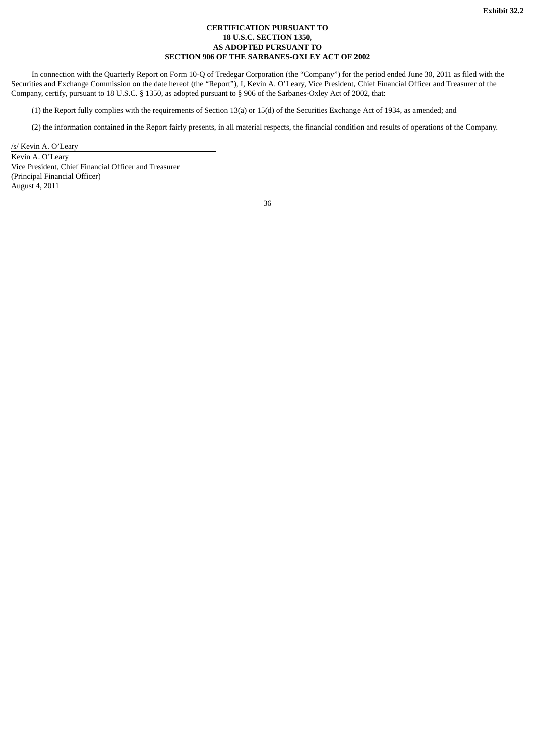**Exhibit 32.2**

**CERTIFICATION PURSUANT TO**
**18 U.S.C. SECTION 1350,**
**AS ADOPTED PURSUANT TO**
**SECTION 906 OF THE SARBANES-OXLEY ACT OF 2002**

In connection with the Quarterly Report on Form 10-Q of Tredegar Corporation (the "Company") for the period ended June 30, 2011 as filed with the Securities and Exchange Commission on the date hereof (the "Report"), I, Kevin A. O'Leary, Vice President, Chief Financial Officer and Treasurer of the Company, certify, pursuant to 18 U.S.C. § 1350, as adopted pursuant to § 906 of the Sarbanes-Oxley Act of 2002, that:

(1) the Report fully complies with the requirements of Section 13(a) or 15(d) of the Securities Exchange Act of 1934, as amended; and

(2) the information contained in the Report fairly presents, in all material respects, the financial condition and results of operations of the Company.

/s/ Kevin A. O'Leary

Kevin A. O'Leary
Vice President, Chief Financial Officer and Treasurer
(Principal Financial Officer)
August 4, 2011